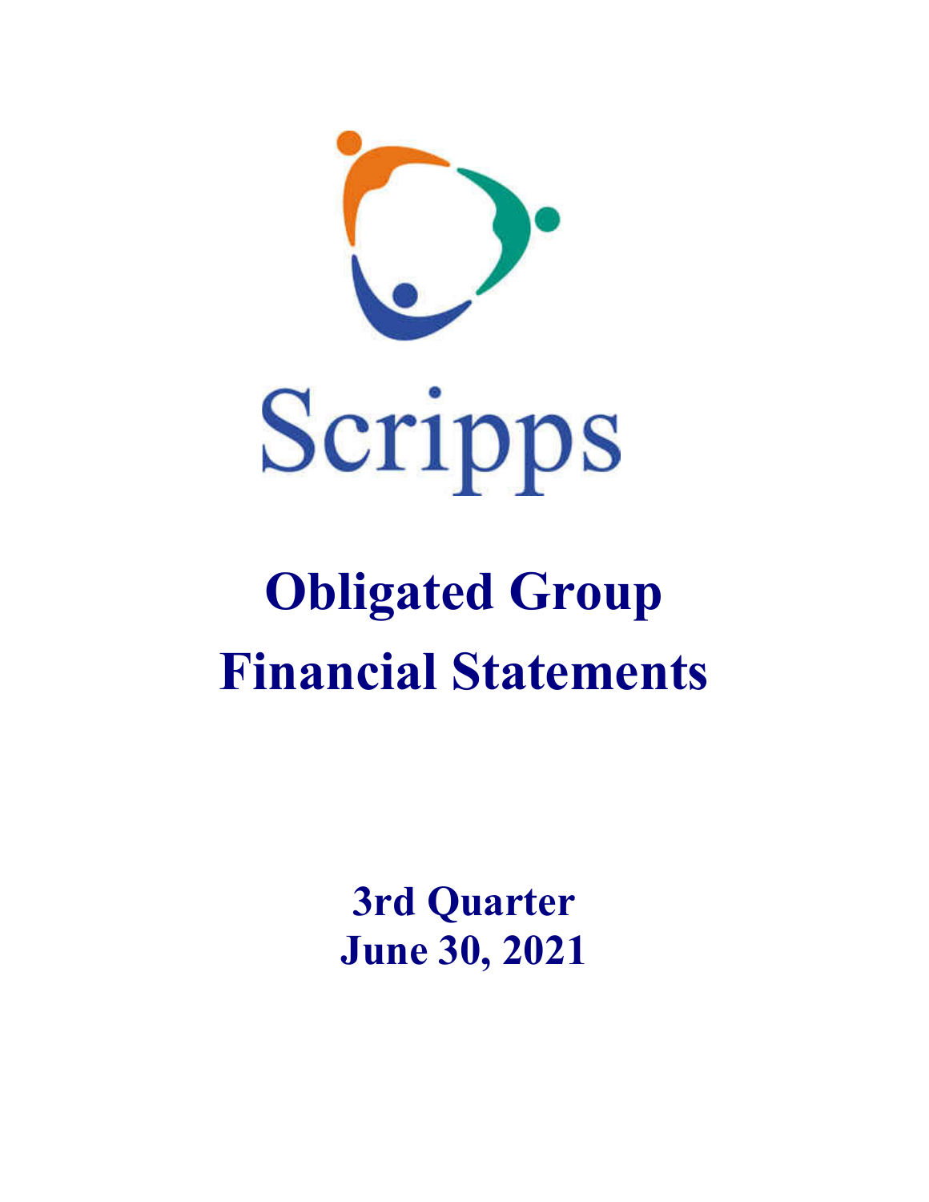Scripps

# Obligated Group Financial Statements

## 3rd Quarter
## June 30, 2021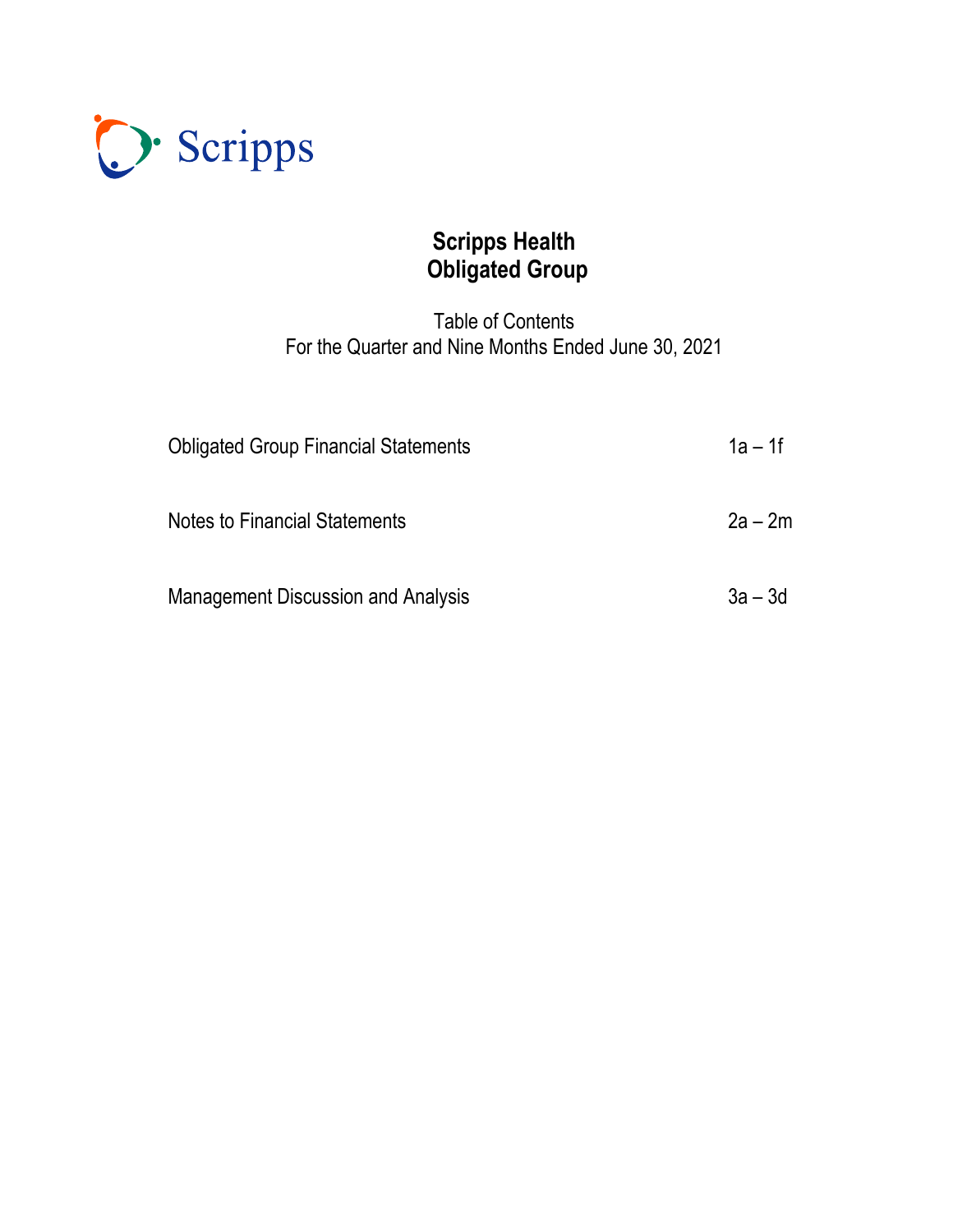Scripps

# Scripps Health
# Obligated Group

Table of Contents
For the Quarter and Nine Months Ended June 30, 2021

| | |
|---|---|
| Obligated Group Financial Statements | 1a – 1f |
| Notes to Financial Statements | 2a – 2m |
| Management Discussion and Analysis | 3a – 3d |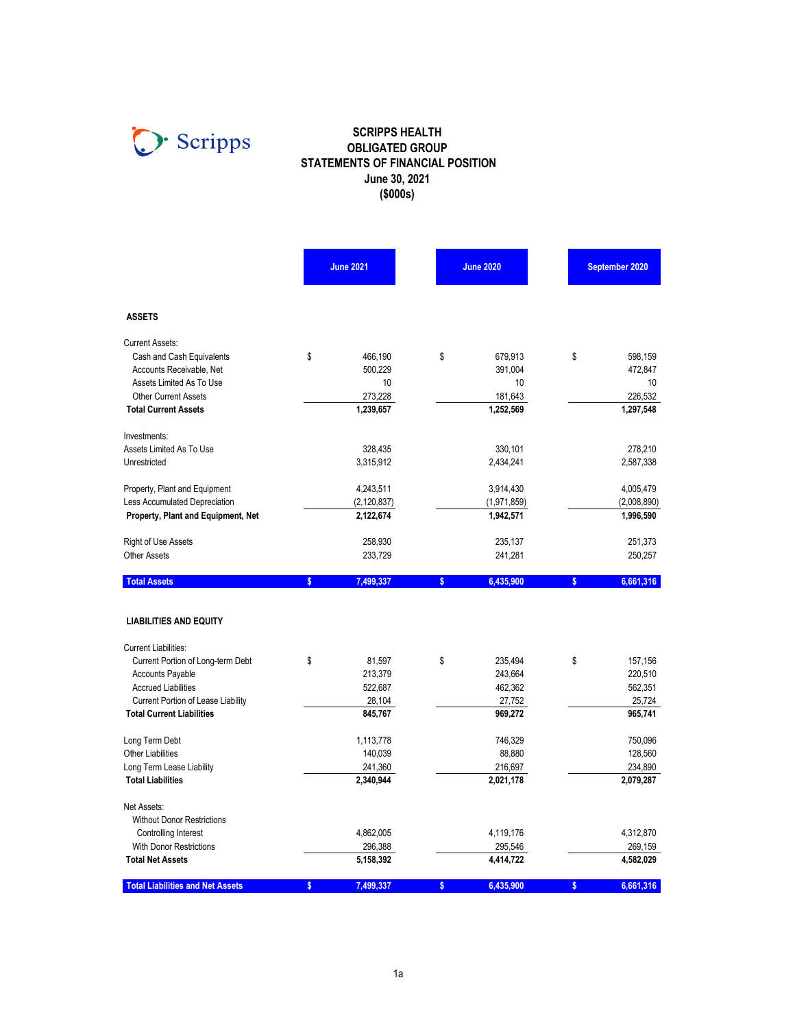# SCRIPPS HEALTH
## OBLIGATED GROUP
## STATEMENTS OF FINANCIAL POSITION
## June 30, 2021
## ($000s)

| | June 2021 | June 2020 | September 2020 |
|---|---|---|---|
| **ASSETS** | | | |
| Current Assets: | | | |
| Cash and Cash Equivalents | $ 466,190 | $ 679,913 | $ 598,159 |
| Accounts Receivable, Net | 500,229 | 391,004 | 472,847 |
| Assets Limited As To Use | 10 | 10 | 10 |
| Other Current Assets | 273,228 | 181,643 | 226,532 |
| **Total Current Assets** | **1,239,657** | **1,252,569** | **1,297,548** |
| Investments: | | | |
| Assets Limited As To Use | 328,435 | 330,101 | 278,210 |
| Unrestricted | 3,315,912 | 2,434,241 | 2,587,338 |
| Property, Plant and Equipment | 4,243,511 | 3,914,430 | 4,005,479 |
| Less Accumulated Depreciation | (2,120,837) | (1,971,859) | (2,008,890) |
| **Property, Plant and Equipment, Net** | **2,122,674** | **1,942,571** | **1,996,590** |
| Right of Use Assets | 258,930 | 235,137 | 251,373 |
| Other Assets | 233,729 | 241,281 | 250,257 |
| **Total Assets** | **$ 7,499,337** | **$ 6,435,900** | **$ 6,661,316** |
| **LIABILITIES AND EQUITY** | | | |
| Current Liabilities: | | | |
| Current Portion of Long-term Debt | $ 81,597 | $ 235,494 | $ 157,156 |
| Accounts Payable | 213,379 | 243,664 | 220,510 |
| Accrued Liabilities | 522,687 | 462,362 | 562,351 |
| Current Portion of Lease Liability | 28,104 | 27,752 | 25,724 |
| **Total Current Liabilities** | **845,767** | **969,272** | **965,741** |
| Long Term Debt | 1,113,778 | 746,329 | 750,096 |
| Other Liabilities | 140,039 | 88,880 | 128,560 |
| Long Term Lease Liability | 241,360 | 216,697 | 234,890 |
| **Total Liabilities** | **2,340,944** | **2,021,178** | **2,079,287** |
| Net Assets: | | | |
| Without Donor Restrictions | | | |
| Controlling Interest | 4,862,005 | 4,119,176 | 4,312,870 |
| With Donor Restrictions | 296,388 | 295,546 | 269,159 |
| **Total Net Assets** | **5,158,392** | **4,414,722** | **4,582,029** |
| **Total Liabilities and Net Assets** | **$ 7,499,337** | **$ 6,435,900** | **$ 6,661,316** |

1a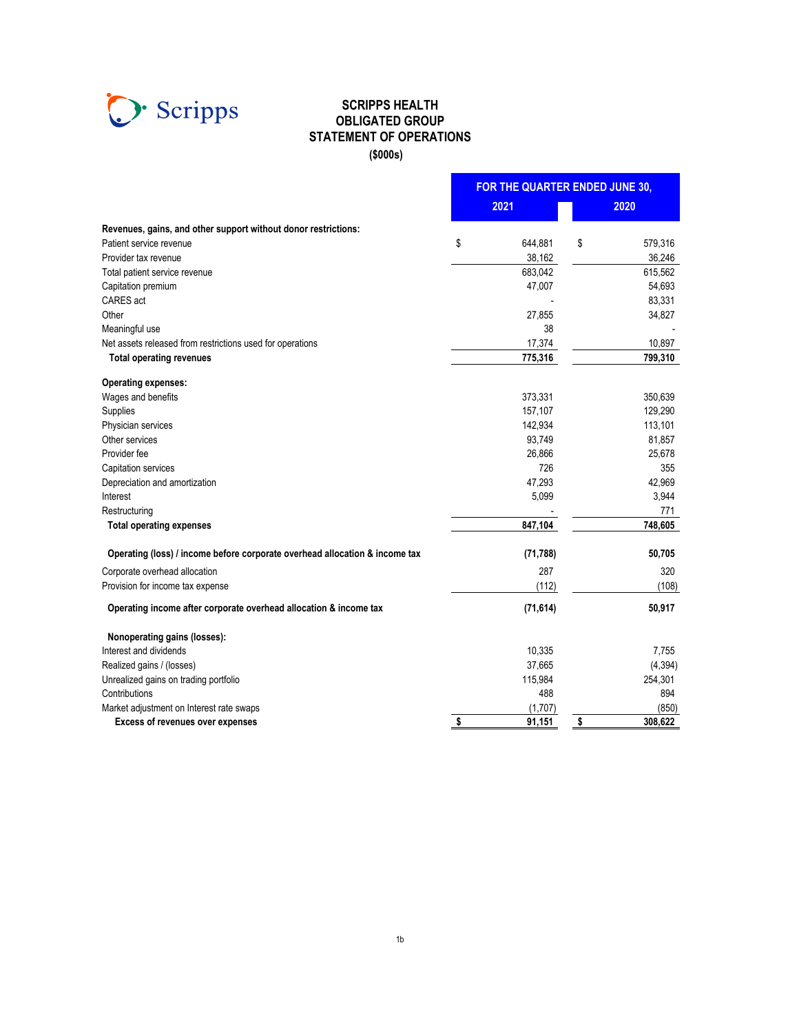Scripps

# SCRIPPS HEALTH
## OBLIGATED GROUP
## STATEMENT OF OPERATIONS
**($000s)**

| | FOR THE QUARTER ENDED JUNE 30, 2021 | FOR THE QUARTER ENDED JUNE 30, 2020 |
|---|---|---|
| **Revenues, gains, and other support without donor restrictions:** | | |
| Patient service revenue | $ 644,881 | $ 579,316 |
| Provider tax revenue | 38,162 | 36,246 |
| Total patient service revenue | 683,042 | 615,562 |
| Capitation premium | 47,007 | 54,693 |
| CARES act | - | 83,331 |
| Other | 27,855 | 34,827 |
| Meaningful use | 38 | - |
| Net assets released from restrictions used for operations | 17,374 | 10,897 |
| **Total operating revenues** | **775,316** | **799,310** |
| **Operating expenses:** | | |
| Wages and benefits | 373,331 | 350,639 |
| Supplies | 157,107 | 129,290 |
| Physician services | 142,934 | 113,101 |
| Other services | 93,749 | 81,857 |
| Provider fee | 26,866 | 25,678 |
| Capitation services | 726 | 355 |
| Depreciation and amortization | 47,293 | 42,969 |
| Interest | 5,099 | 3,944 |
| Restructuring | - | 771 |
| **Total operating expenses** | **847,104** | **748,605** |
| **Operating (loss) / income before corporate overhead allocation & income tax** | **(71,788)** | **50,705** |
| Corporate overhead allocation | 287 | 320 |
| Provision for income tax expense | (112) | (108) |
| **Operating income after corporate overhead allocation & income tax** | **(71,614)** | **50,917** |
| **Nonoperating gains (losses):** | | |
| Interest and dividends | 10,335 | 7,755 |
| Realized gains / (losses) | 37,665 | (4,394) |
| Unrealized gains on trading portfolio | 115,984 | 254,301 |
| Contributions | 488 | 894 |
| Market adjustment on Interest rate swaps | (1,707) | (850) |
| **Excess of revenues over expenses** | **$ 91,151** | **$ 308,622** |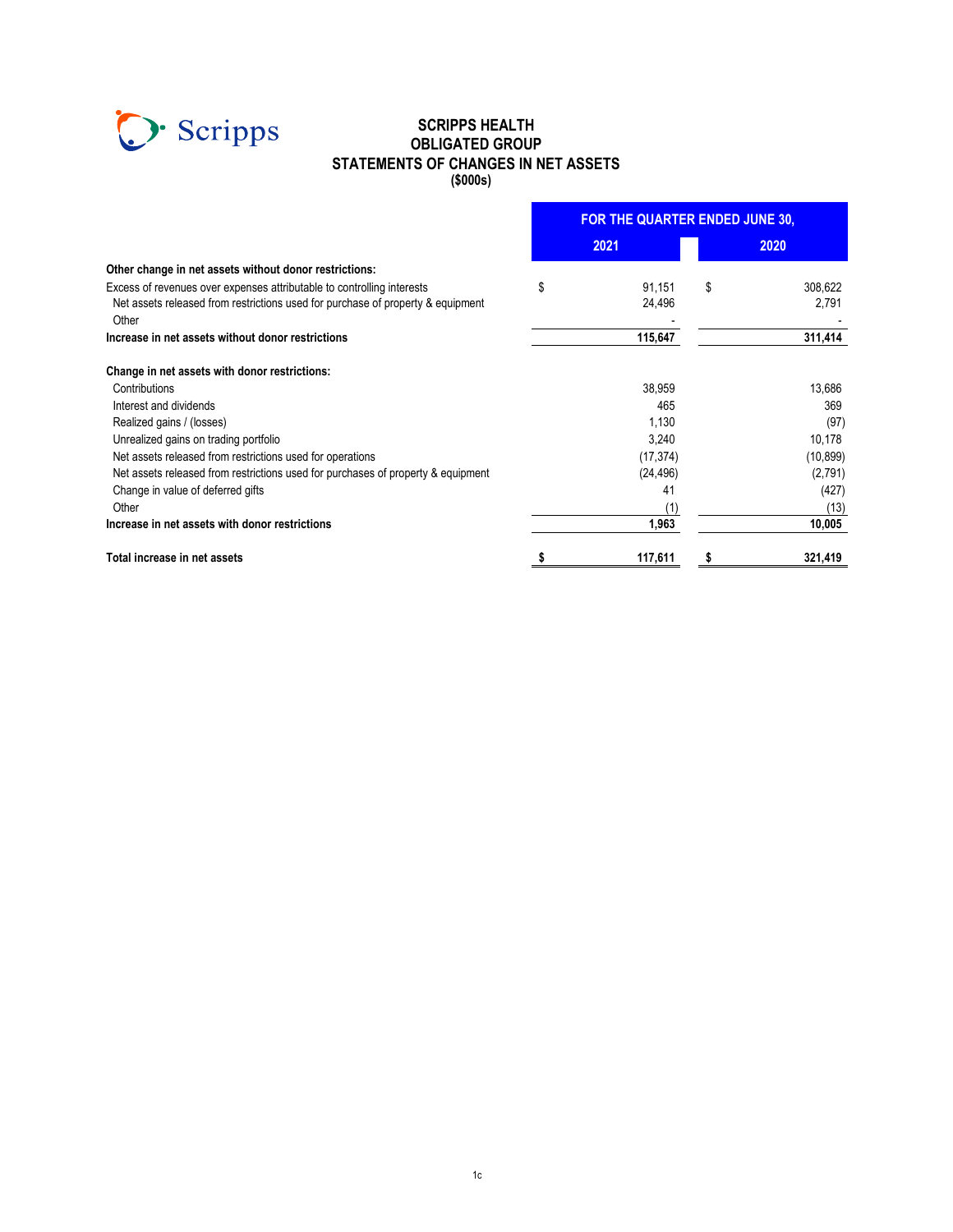# SCRIPPS HEALTH
## OBLIGATED GROUP
## STATEMENTS OF CHANGES IN NET ASSETS
### ($000s)

| | FOR THE QUARTER ENDED JUNE 30, | |
|---|---|---|
| | 2021 | 2020 |
| **Other change in net assets without donor restrictions:** | | |
| Excess of revenues over expenses attributable to controlling interests | $ 91,151 | $ 308,622 |
| Net assets released from restrictions used for purchase of property & equipment | 24,496 | 2,791 |
| Other | - | - |
| **Increase in net assets without donor restrictions** | **115,647** | **311,414** |
| **Change in net assets with donor restrictions:** | | |
| Contributions | 38,959 | 13,686 |
| Interest and dividends | 465 | 369 |
| Realized gains / (losses) | 1,130 | (97) |
| Unrealized gains on trading portfolio | 3,240 | 10,178 |
| Net assets released from restrictions used for operations | (17,374) | (10,899) |
| Net assets released from restrictions used for purchases of property & equipment | (24,496) | (2,791) |
| Change in value of deferred gifts | 41 | (427) |
| Other | (1) | (13) |
| **Increase in net assets with donor restrictions** | **1,963** | **10,005** |
| **Total increase in net assets** | **$ 117,611** | **$ 321,419** |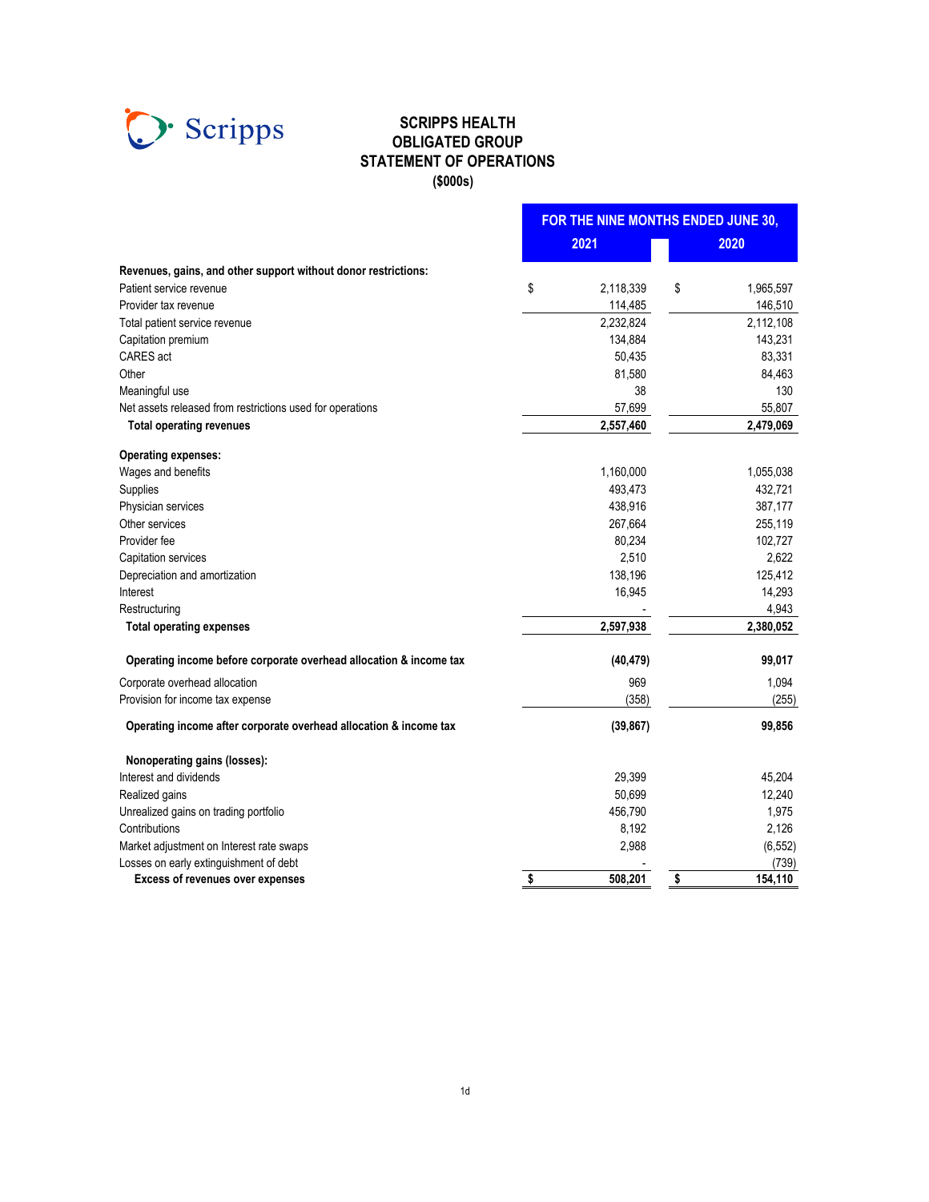Scripps

# SCRIPPS HEALTH
## OBLIGATED GROUP
## STATEMENT OF OPERATIONS
**($000s)**

| | FOR THE NINE MONTHS ENDED JUNE 30, 2021 | FOR THE NINE MONTHS ENDED JUNE 30, 2020 |
|---|---|---|
| **Revenues, gains, and other support without donor restrictions:** | | |
| Patient service revenue | $ 2,118,339 | $ 1,965,597 |
| Provider tax revenue | 114,485 | 146,510 |
| Total patient service revenue | 2,232,824 | 2,112,108 |
| Capitation premium | 134,884 | 143,231 |
| CARES act | 50,435 | 83,331 |
| Other | 81,580 | 84,463 |
| Meaningful use | 38 | 130 |
| Net assets released from restrictions used for operations | 57,699 | 55,807 |
| **Total operating revenues** | **2,557,460** | **2,479,069** |
| **Operating expenses:** | | |
| Wages and benefits | 1,160,000 | 1,055,038 |
| Supplies | 493,473 | 432,721 |
| Physician services | 438,916 | 387,177 |
| Other services | 267,664 | 255,119 |
| Provider fee | 80,234 | 102,727 |
| Capitation services | 2,510 | 2,622 |
| Depreciation and amortization | 138,196 | 125,412 |
| Interest | 16,945 | 14,293 |
| Restructuring | - | 4,943 |
| **Total operating expenses** | **2,597,938** | **2,380,052** |
| **Operating income before corporate overhead allocation & income tax** | **(40,479)** | **99,017** |
| Corporate overhead allocation | 969 | 1,094 |
| Provision for income tax expense | (358) | (255) |
| **Operating income after corporate overhead allocation & income tax** | **(39,867)** | **99,856** |
| **Nonoperating gains (losses):** | | |
| Interest and dividends | 29,399 | 45,204 |
| Realized gains | 50,699 | 12,240 |
| Unrealized gains on trading portfolio | 456,790 | 1,975 |
| Contributions | 8,192 | 2,126 |
| Market adjustment on Interest rate swaps | 2,988 | (6,552) |
| Losses on early extinguishment of debt | - | (739) |
| **Excess of revenues over expenses** | **$ 508,201** | **$ 154,110** |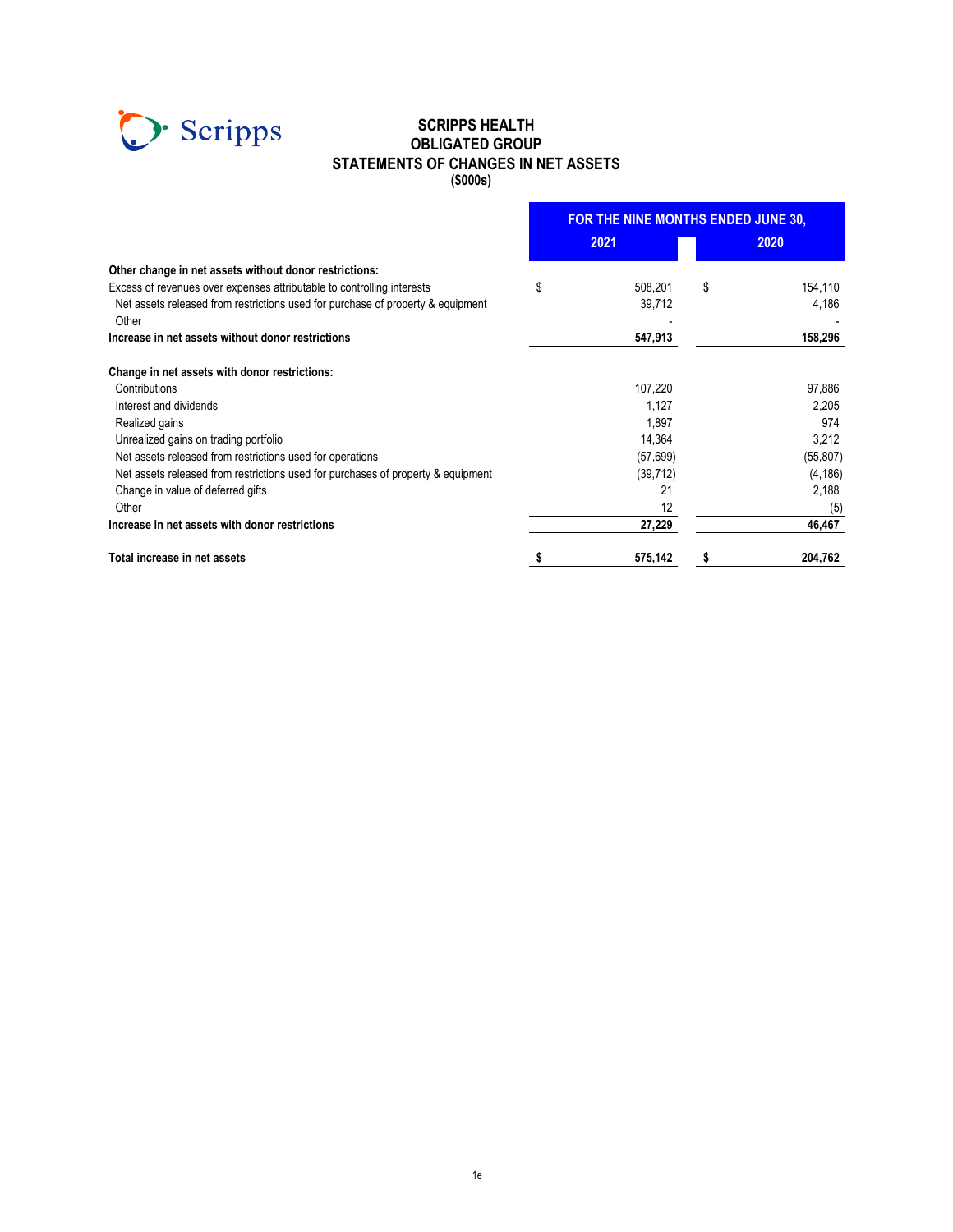# SCRIPPS HEALTH
## OBLIGATED GROUP
## STATEMENTS OF CHANGES IN NET ASSETS
### ($000s)

| | FOR THE NINE MONTHS ENDED JUNE 30, | |
|---|---|---|
| | **2021** | **2020** |
| **Other change in net assets without donor restrictions:** | | |
| Excess of revenues over expenses attributable to controlling interests | $ 508,201 | $ 154,110 |
| Net assets released from restrictions used for purchase of property & equipment | 39,712 | 4,186 |
| Other | - | - |
| **Increase in net assets without donor restrictions** | **547,913** | **158,296** |
| **Change in net assets with donor restrictions:** | | |
| Contributions | 107,220 | 97,886 |
| Interest and dividends | 1,127 | 2,205 |
| Realized gains | 1,897 | 974 |
| Unrealized gains on trading portfolio | 14,364 | 3,212 |
| Net assets released from restrictions used for operations | (57,699) | (55,807) |
| Net assets released from restrictions used for purchases of property & equipment | (39,712) | (4,186) |
| Change in value of deferred gifts | 21 | 2,188 |
| Other | 12 | (5) |
| **Increase in net assets with donor restrictions** | **27,229** | **46,467** |
| **Total increase in net assets** | **$ 575,142** | **$ 204,762** |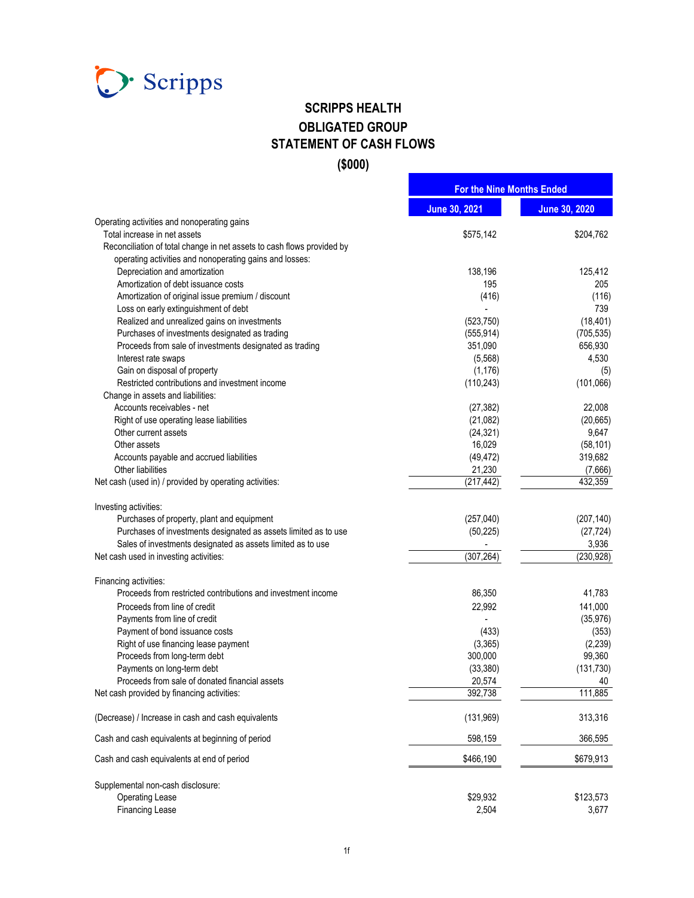Scripps

# SCRIPPS HEALTH
## OBLIGATED GROUP
## STATEMENT OF CASH FLOWS
## ($000)

| | For the Nine Months Ended | |
|---|---|---|
| | June 30, 2021 | June 30, 2020 |
| Operating activities and nonoperating gains | | |
| Total increase in net assets | $575,142 | $204,762 |
| Reconciliation of total change in net assets to cash flows provided by operating activities and nonoperating gains and losses: | | |
| Depreciation and amortization | 138,196 | 125,412 |
| Amortization of debt issuance costs | 195 | 205 |
| Amortization of original issue premium / discount | (416) | (116) |
| Loss on early extinguishment of debt | - | 739 |
| Realized and unrealized gains on investments | (523,750) | (18,401) |
| Purchases of investments designated as trading | (555,914) | (705,535) |
| Proceeds from sale of investments designated as trading | 351,090 | 656,930 |
| Interest rate swaps | (5,568) | 4,530 |
| Gain on disposal of property | (1,176) | (5) |
| Restricted contributions and investment income | (110,243) | (101,066) |
| Change in assets and liabilities: | | |
| Accounts receivables - net | (27,382) | 22,008 |
| Right of use operating lease liabilities | (21,082) | (20,665) |
| Other current assets | (24,321) | 9,647 |
| Other assets | 16,029 | (58,101) |
| Accounts payable and accrued liabilities | (49,472) | 319,682 |
| Other liabilities | 21,230 | (7,666) |
| Net cash (used in) / provided by operating activities: | (217,442) | 432,359 |
| | | |
| Investing activities: | | |
| Purchases of property, plant and equipment | (257,040) | (207,140) |
| Purchases of investments designated as assets limited as to use | (50,225) | (27,724) |
| Sales of investments designated as assets limited as to use | - | 3,936 |
| Net cash used in investing activities: | (307,264) | (230,928) |
| | | |
| Financing activities: | | |
| Proceeds from restricted contributions and investment income | 86,350 | 41,783 |
| Proceeds from line of credit | 22,992 | 141,000 |
| Payments from line of credit | - | (35,976) |
| Payment of bond issuance costs | (433) | (353) |
| Right of use financing lease payment | (3,365) | (2,239) |
| Proceeds from long-term debt | 300,000 | 99,360 |
| Payments on long-term debt | (33,380) | (131,730) |
| Proceeds from sale of donated financial assets | 20,574 | 40 |
| Net cash provided by financing activities: | 392,738 | 111,885 |
| | | |
| (Decrease) / Increase in cash and cash equivalents | (131,969) | 313,316 |
| | | |
| Cash and cash equivalents at beginning of period | 598,159 | 366,595 |
| | | |
| Cash and cash equivalents at end of period | $466,190 | $679,913 |
| | | |
| Supplemental non-cash disclosure: | | |
| Operating Lease | $29,932 | $123,573 |
| Financing Lease | 2,504 | 3,677 |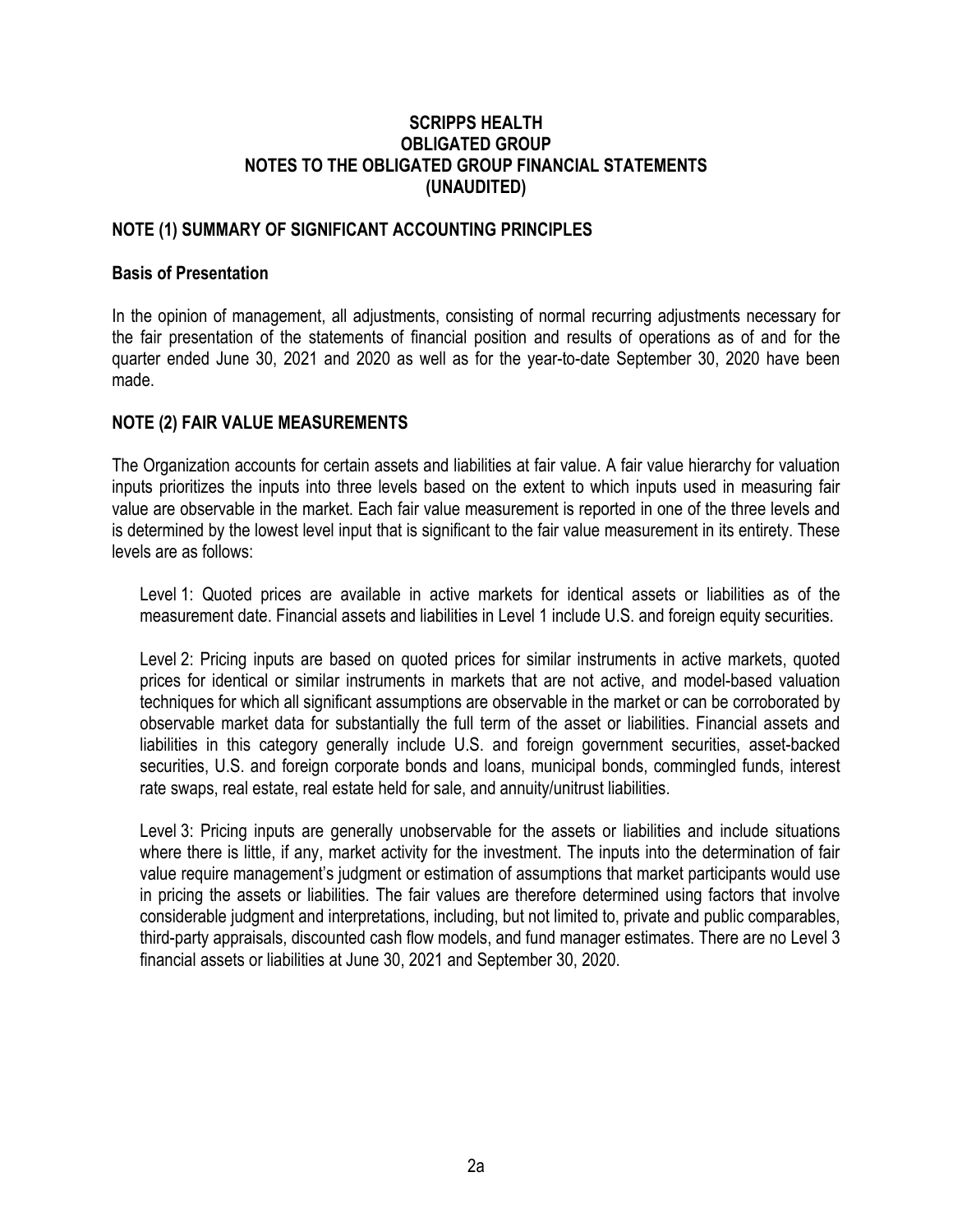# SCRIPPS HEALTH
# OBLIGATED GROUP
# NOTES TO THE OBLIGATED GROUP FINANCIAL STATEMENTS
# (UNAUDITED)

## NOTE (1) SUMMARY OF SIGNIFICANT ACCOUNTING PRINCIPLES

### Basis of Presentation

In the opinion of management, all adjustments, consisting of normal recurring adjustments necessary for the fair presentation of the statements of financial position and results of operations as of and for the quarter ended June 30, 2021 and 2020 as well as for the year-to-date September 30, 2020 have been made.

## NOTE (2) FAIR VALUE MEASUREMENTS

The Organization accounts for certain assets and liabilities at fair value. A fair value hierarchy for valuation inputs prioritizes the inputs into three levels based on the extent to which inputs used in measuring fair value are observable in the market. Each fair value measurement is reported in one of the three levels and is determined by the lowest level input that is significant to the fair value measurement in its entirety. These levels are as follows:

Level 1: Quoted prices are available in active markets for identical assets or liabilities as of the measurement date. Financial assets and liabilities in Level 1 include U.S. and foreign equity securities.

Level 2: Pricing inputs are based on quoted prices for similar instruments in active markets, quoted prices for identical or similar instruments in markets that are not active, and model-based valuation techniques for which all significant assumptions are observable in the market or can be corroborated by observable market data for substantially the full term of the asset or liabilities. Financial assets and liabilities in this category generally include U.S. and foreign government securities, asset-backed securities, U.S. and foreign corporate bonds and loans, municipal bonds, commingled funds, interest rate swaps, real estate, real estate held for sale, and annuity/unitrust liabilities.

Level 3: Pricing inputs are generally unobservable for the assets or liabilities and include situations where there is little, if any, market activity for the investment. The inputs into the determination of fair value require management's judgment or estimation of assumptions that market participants would use in pricing the assets or liabilities. The fair values are therefore determined using factors that involve considerable judgment and interpretations, including, but not limited to, private and public comparables, third-party appraisals, discounted cash flow models, and fund manager estimates. There are no Level 3 financial assets or liabilities at June 30, 2021 and September 30, 2020.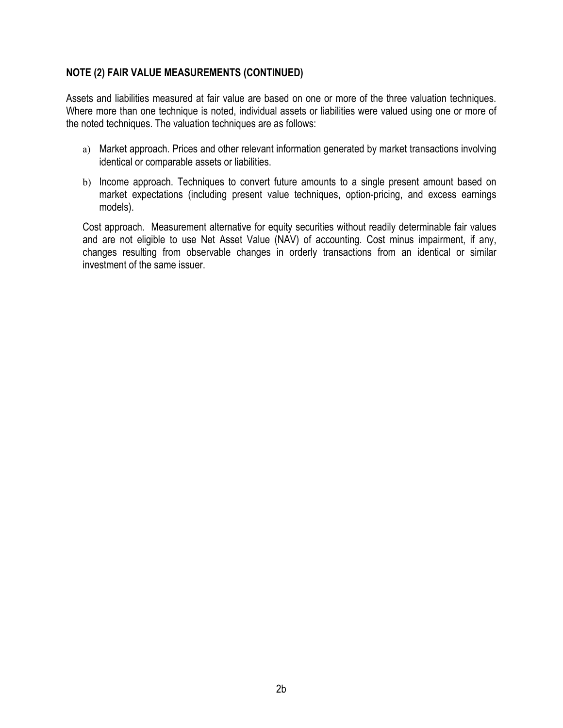**NOTE (2) FAIR VALUE MEASUREMENTS (CONTINUED)**

Assets and liabilities measured at fair value are based on one or more of the three valuation techniques. Where more than one technique is noted, individual assets or liabilities were valued using one or more of the noted techniques. The valuation techniques are as follows:

a) Market approach. Prices and other relevant information generated by market transactions involving identical or comparable assets or liabilities.

b) Income approach. Techniques to convert future amounts to a single present amount based on market expectations (including present value techniques, option-pricing, and excess earnings models).

Cost approach. Measurement alternative for equity securities without readily determinable fair values and are not eligible to use Net Asset Value (NAV) of accounting. Cost minus impairment, if any, changes resulting from observable changes in orderly transactions from an identical or similar investment of the same issuer.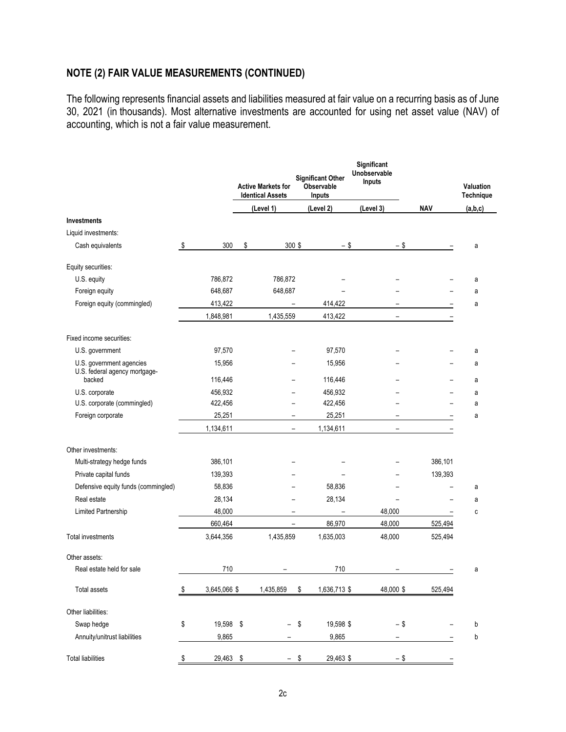## NOTE (2) FAIR VALUE MEASUREMENTS (CONTINUED)

The following represents financial assets and liabilities measured at fair value on a recurring basis as of June 30, 2021 (in thousands). Most alternative investments are accounted for using net asset value (NAV) of accounting, which is not a fair value measurement.

| | | Active Markets for Identical Assets | Significant Other Observable Inputs | Significant Unobservable Inputs | | Valuation Technique |
|---|---|---|---|---|---|---|
| | | (Level 1) | (Level 2) | (Level 3) | NAV | (a,b,c) |
| **Investments** | | | | | | |
| Liquid investments: | | | | | | |
| Cash equivalents | $ 300 | $ 300 | $ – | $ – | $ – | a |
| Equity securities: | | | | | | |
| U.S. equity | 786,872 | 786,872 | – | – | – | a |
| Foreign equity | 648,687 | 648,687 | – | – | – | a |
| Foreign equity (commingled) | 413,422 | – | 414,422 | – | – | a |
| | 1,848,981 | 1,435,559 | 413,422 | – | – | |
| Fixed income securities: | | | | | | |
| U.S. government | 97,570 | – | 97,570 | – | – | a |
| U.S. government agencies | 15,956 | – | 15,956 | – | – | a |
| U.S. federal agency mortgage-backed | 116,446 | – | 116,446 | – | – | a |
| U.S. corporate | 456,932 | – | 456,932 | – | – | a |
| U.S. corporate (commingled) | 422,456 | – | 422,456 | – | – | a |
| Foreign corporate | 25,251 | – | 25,251 | – | – | a |
| | 1,134,611 | – | 1,134,611 | – | – | |
| Other investments: | | | | | | |
| Multi-strategy hedge funds | 386,101 | – | – | – | 386,101 | |
| Private capital funds | 139,393 | – | – | – | 139,393 | |
| Defensive equity funds (commingled) | 58,836 | – | 58,836 | – | – | a |
| Real estate | 28,134 | – | 28,134 | – | – | a |
| Limited Partnership | 48,000 | – | – | 48,000 | – | c |
| | 660,464 | – | 86,970 | 48,000 | 525,494 | |
| Total investments | 3,644,356 | 1,435,859 | 1,635,003 | 48,000 | 525,494 | |
| Other assets: | | | | | | |
| Real estate held for sale | 710 | – | 710 | – | – | a |
| Total assets | $ 3,645,066 | $ 1,435,859 | $ 1,636,713 | $ 48,000 | $ 525,494 | |
| Other liabilities: | | | | | | |
| Swap hedge | $ 19,598 | $ – | $ 19,598 | $ – | $ – | b |
| Annuity/unitrust liabilities | 9,865 | – | 9,865 | – | – | b |
| Total liabilities | $ 29,463 | $ – | $ 29,463 | $ – | $ – | |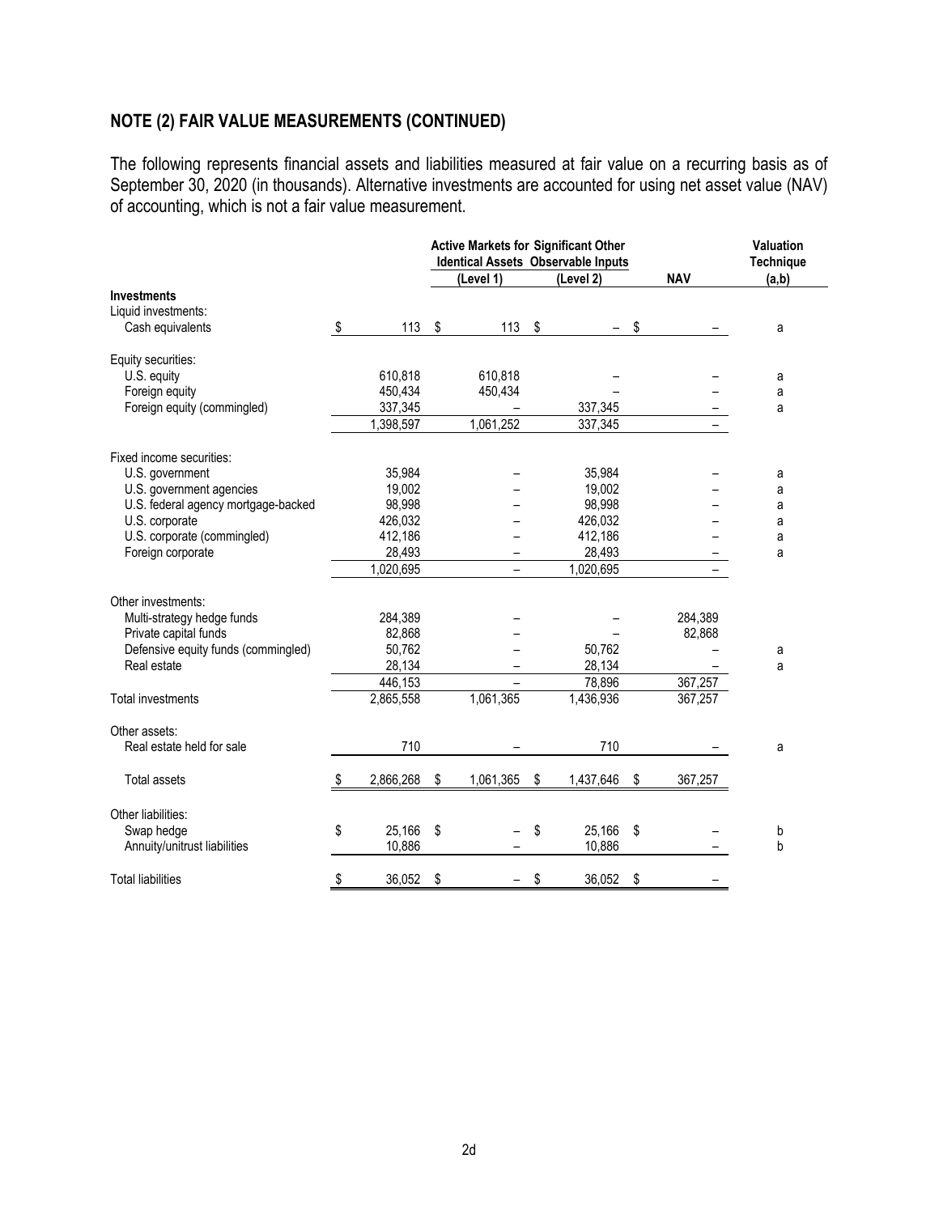## NOTE (2) FAIR VALUE MEASUREMENTS (CONTINUED)

The following represents financial assets and liabilities measured at fair value on a recurring basis as of September 30, 2020 (in thousands). Alternative investments are accounted for using net asset value (NAV) of accounting, which is not a fair value measurement.

| | | Active Markets for Identical Assets (Level 1) | Significant Other Observable Inputs (Level 2) | NAV | Valuation Technique (a,b) |
|---|---|---|---|---|---|
| **Investments** | | | | | |
| Liquid investments: | | | | | |
| Cash equivalents | $ 113 | $ 113 | $ – | $ – | a |
| Equity securities: | | | | | |
| U.S. equity | 610,818 | 610,818 | – | – | a |
| Foreign equity | 450,434 | 450,434 | – | – | a |
| Foreign equity (commingled) | 337,345 | – | 337,345 | – | a |
| | 1,398,597 | 1,061,252 | 337,345 | – | |
| Fixed income securities: | | | | | |
| U.S. government | 35,984 | – | 35,984 | – | a |
| U.S. government agencies | 19,002 | – | 19,002 | – | a |
| U.S. federal agency mortgage-backed | 98,998 | – | 98,998 | – | a |
| U.S. corporate | 426,032 | – | 426,032 | – | a |
| U.S. corporate (commingled) | 412,186 | – | 412,186 | – | a |
| Foreign corporate | 28,493 | – | 28,493 | – | a |
| | 1,020,695 | – | 1,020,695 | – | |
| Other investments: | | | | | |
| Multi-strategy hedge funds | 284,389 | – | – | 284,389 | |
| Private capital funds | 82,868 | – | – | 82,868 | |
| Defensive equity funds (commingled) | 50,762 | – | 50,762 | – | a |
| Real estate | 28,134 | – | 28,134 | – | a |
| | 446,153 | – | 78,896 | 367,257 | |
| Total investments | 2,865,558 | 1,061,365 | 1,436,936 | 367,257 | |
| Other assets: | | | | | |
| Real estate held for sale | 710 | – | 710 | – | a |
| Total assets | $ 2,866,268 | $ 1,061,365 | $ 1,437,646 | $ 367,257 | |
| Other liabilities: | | | | | |
| Swap hedge | $ 25,166 | $ – | $ 25,166 | $ – | b |
| Annuity/unitrust liabilities | 10,886 | – | 10,886 | – | b |
| Total liabilities | $ 36,052 | $ – | $ 36,052 | $ – | |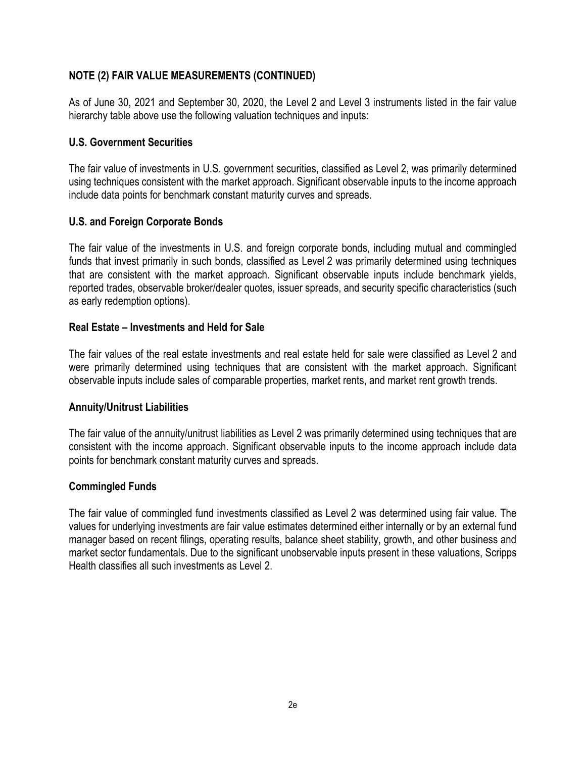## NOTE (2) FAIR VALUE MEASUREMENTS (CONTINUED)

As of June 30, 2021 and September 30, 2020, the Level 2 and Level 3 instruments listed in the fair value hierarchy table above use the following valuation techniques and inputs:

### U.S. Government Securities

The fair value of investments in U.S. government securities, classified as Level 2, was primarily determined using techniques consistent with the market approach. Significant observable inputs to the income approach include data points for benchmark constant maturity curves and spreads.

### U.S. and Foreign Corporate Bonds

The fair value of the investments in U.S. and foreign corporate bonds, including mutual and commingled funds that invest primarily in such bonds, classified as Level 2 was primarily determined using techniques that are consistent with the market approach. Significant observable inputs include benchmark yields, reported trades, observable broker/dealer quotes, issuer spreads, and security specific characteristics (such as early redemption options).

### Real Estate – Investments and Held for Sale

The fair values of the real estate investments and real estate held for sale were classified as Level 2 and were primarily determined using techniques that are consistent with the market approach. Significant observable inputs include sales of comparable properties, market rents, and market rent growth trends.

### Annuity/Unitrust Liabilities

The fair value of the annuity/unitrust liabilities as Level 2 was primarily determined using techniques that are consistent with the income approach. Significant observable inputs to the income approach include data points for benchmark constant maturity curves and spreads.

### Commingled Funds

The fair value of commingled fund investments classified as Level 2 was determined using fair value. The values for underlying investments are fair value estimates determined either internally or by an external fund manager based on recent filings, operating results, balance sheet stability, growth, and other business and market sector fundamentals. Due to the significant unobservable inputs present in these valuations, Scripps Health classifies all such investments as Level 2.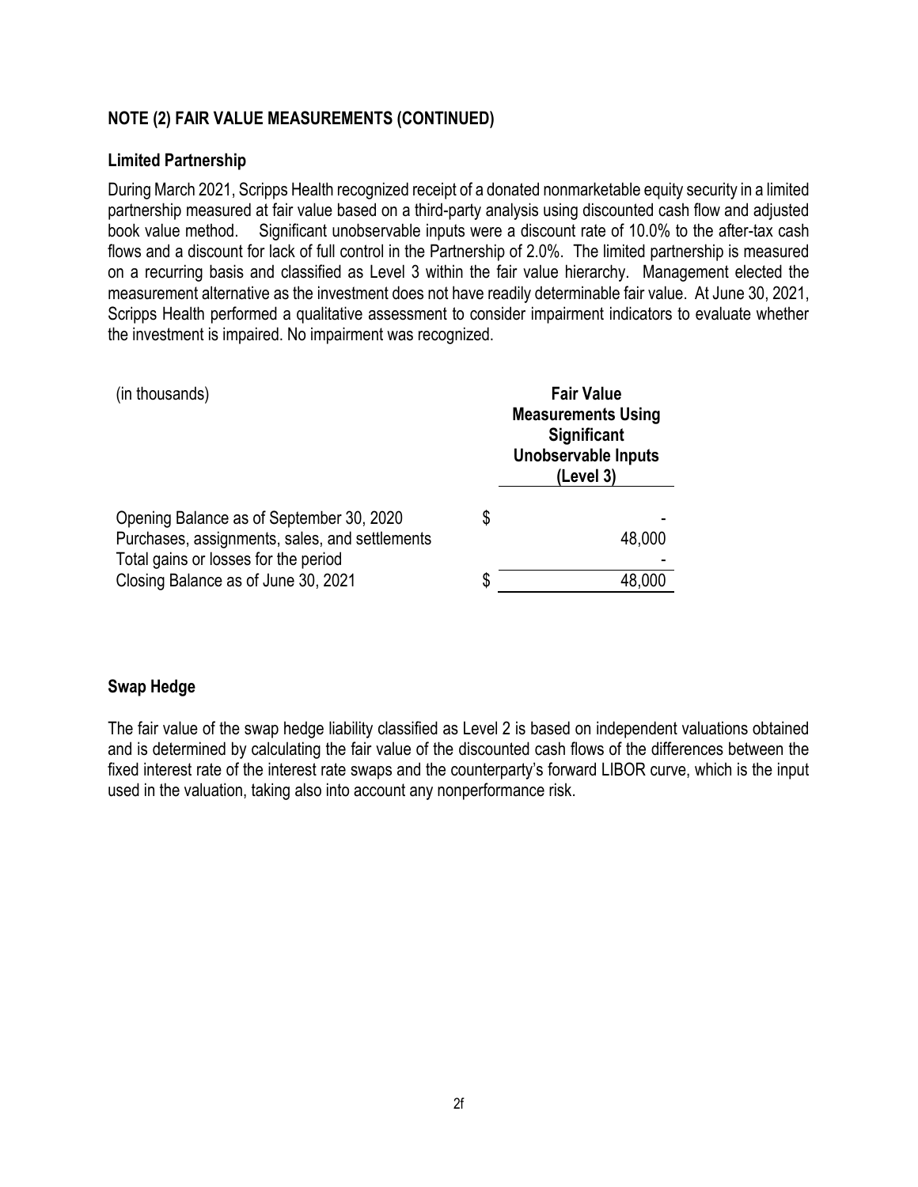## NOTE (2) FAIR VALUE MEASUREMENTS (CONTINUED)

### Limited Partnership

During March 2021, Scripps Health recognized receipt of a donated nonmarketable equity security in a limited partnership measured at fair value based on a third-party analysis using discounted cash flow and adjusted book value method. Significant unobservable inputs were a discount rate of 10.0% to the after-tax cash flows and a discount for lack of full control in the Partnership of 2.0%. The limited partnership is measured on a recurring basis and classified as Level 3 within the fair value hierarchy. Management elected the measurement alternative as the investment does not have readily determinable fair value. At June 30, 2021, Scripps Health performed a qualitative assessment to consider impairment indicators to evaluate whether the investment is impaired. No impairment was recognized.

| (in thousands) | | Fair Value Measurements Using Significant Unobservable Inputs (Level 3) |
|---|---|---|
| Opening Balance as of September 30, 2020 | $ | - |
| Purchases, assignments, sales, and settlements | | 48,000 |
| Total gains or losses for the period | | - |
| Closing Balance as of June 30, 2021 | $ | 48,000 |

### Swap Hedge

The fair value of the swap hedge liability classified as Level 2 is based on independent valuations obtained and is determined by calculating the fair value of the discounted cash flows of the differences between the fixed interest rate of the interest rate swaps and the counterparty's forward LIBOR curve, which is the input used in the valuation, taking also into account any nonperformance risk.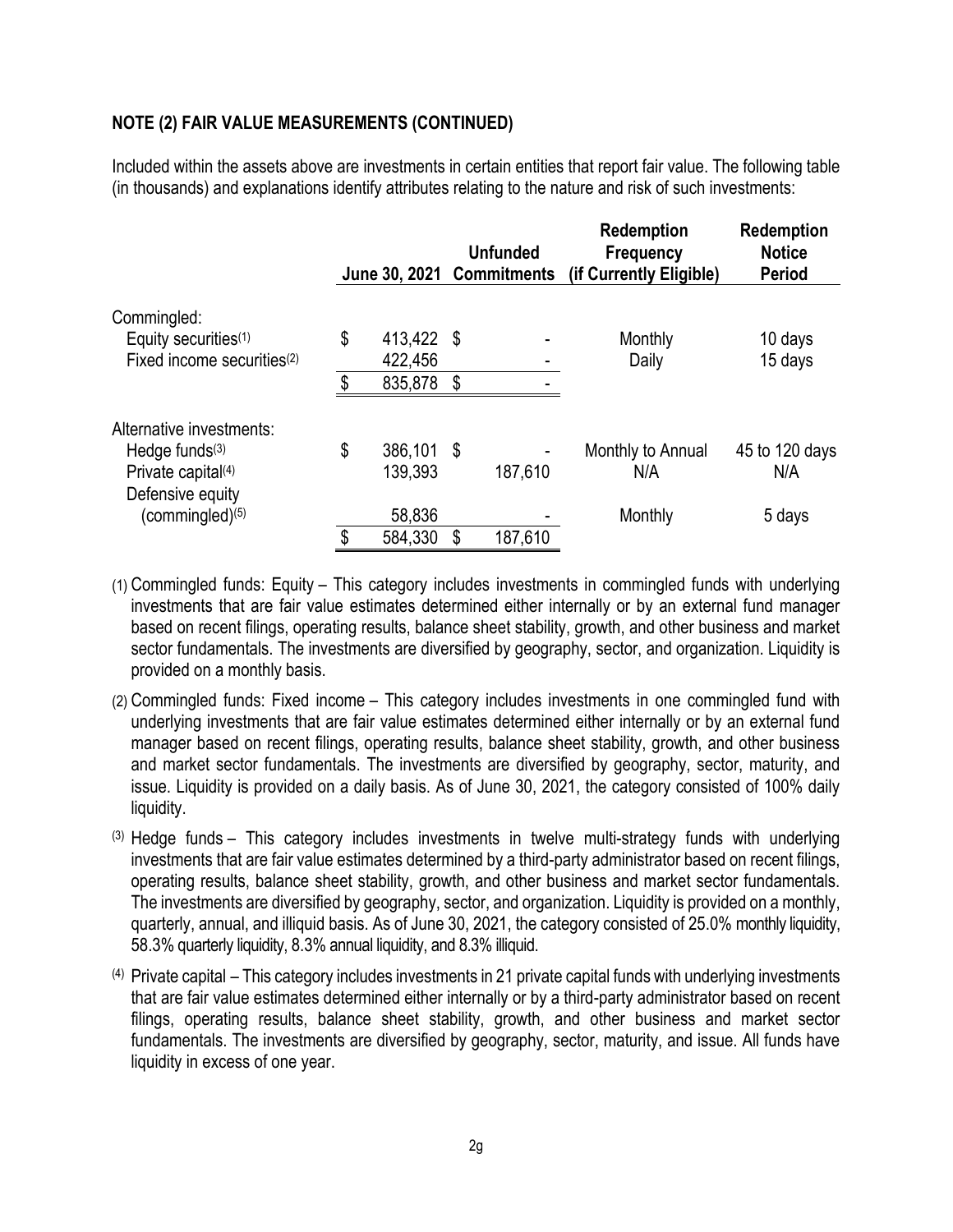## NOTE (2) FAIR VALUE MEASUREMENTS (CONTINUED)

Included within the assets above are investments in certain entities that report fair value. The following table (in thousands) and explanations identify attributes relating to the nature and risk of such investments:

| | June 30, 2021 | Unfunded Commitments | Redemption Frequency (if Currently Eligible) | Redemption Notice Period |
|---|---|---|---|---|
| Commingled: | | | | |
| Equity securities[1] | $ 413,422 | $ - | Monthly | 10 days |
| Fixed income securities[2] | 422,456 | - | Daily | 15 days |
| | $ 835,878 | $ - | | |
| Alternative investments: | | | | |
| Hedge funds[3] | $ 386,101 | $ - | Monthly to Annual | 45 to 120 days |
| Private capital[4] | 139,393 | 187,610 | N/A | N/A |
| Defensive equity (commingled)[5] | 58,836 | - | Monthly | 5 days |
| | $ 584,330 | $ 187,610 | | |

(1) Commingled funds: Equity – This category includes investments in commingled funds with underlying investments that are fair value estimates determined either internally or by an external fund manager based on recent filings, operating results, balance sheet stability, growth, and other business and market sector fundamentals. The investments are diversified by geography, sector, and organization. Liquidity is provided on a monthly basis.

(2) Commingled funds: Fixed income – This category includes investments in one commingled fund with underlying investments that are fair value estimates determined either internally or by an external fund manager based on recent filings, operating results, balance sheet stability, growth, and other business and market sector fundamentals. The investments are diversified by geography, sector, maturity, and issue. Liquidity is provided on a daily basis. As of June 30, 2021, the category consisted of 100% daily liquidity.

(3) Hedge funds – This category includes investments in twelve multi-strategy funds with underlying investments that are fair value estimates determined by a third-party administrator based on recent filings, operating results, balance sheet stability, growth, and other business and market sector fundamentals. The investments are diversified by geography, sector, and organization. Liquidity is provided on a monthly, quarterly, annual, and illiquid basis. As of June 30, 2021, the category consisted of 25.0% monthly liquidity, 58.3% quarterly liquidity, 8.3% annual liquidity, and 8.3% illiquid.

(4) Private capital – This category includes investments in 21 private capital funds with underlying investments that are fair value estimates determined either internally or by a third-party administrator based on recent filings, operating results, balance sheet stability, growth, and other business and market sector fundamentals. The investments are diversified by geography, sector, maturity, and issue. All funds have liquidity in excess of one year.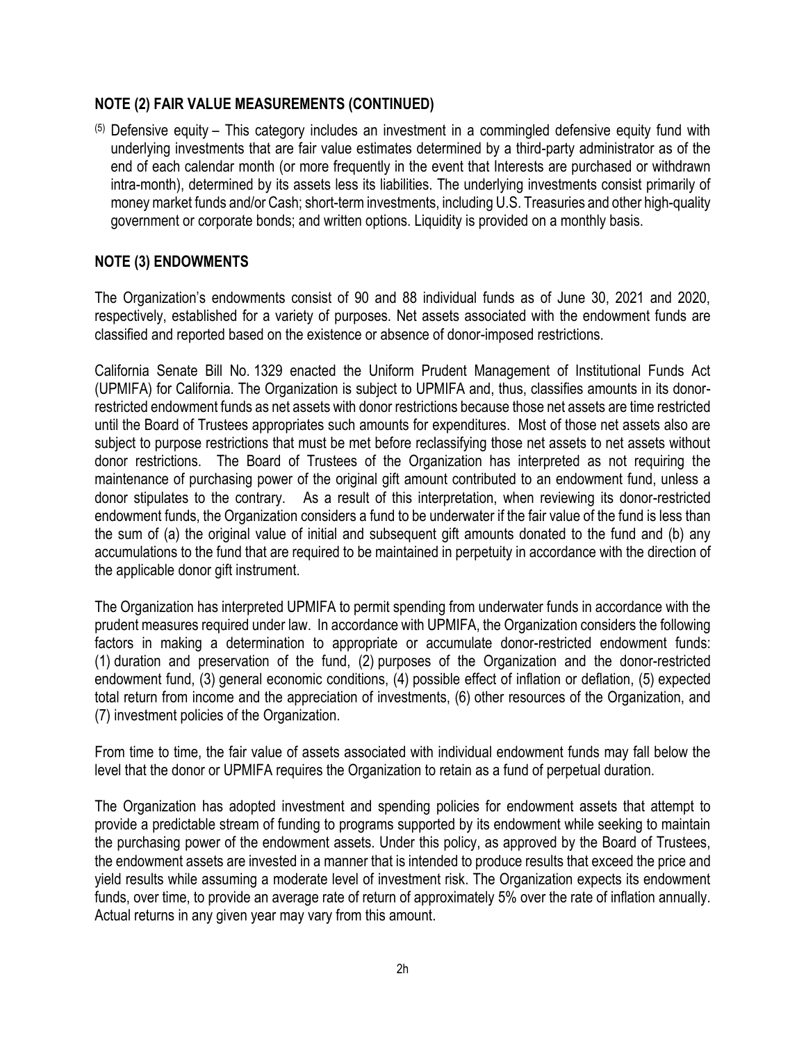## NOTE (2) FAIR VALUE MEASUREMENTS (CONTINUED)

[5] Defensive equity – This category includes an investment in a commingled defensive equity fund with underlying investments that are fair value estimates determined by a third-party administrator as of the end of each calendar month (or more frequently in the event that Interests are purchased or withdrawn intra-month), determined by its assets less its liabilities. The underlying investments consist primarily of money market funds and/or Cash; short-term investments, including U.S. Treasuries and other high-quality government or corporate bonds; and written options. Liquidity is provided on a monthly basis.

## NOTE (3) ENDOWMENTS

The Organization's endowments consist of 90 and 88 individual funds as of June 30, 2021 and 2020, respectively, established for a variety of purposes. Net assets associated with the endowment funds are classified and reported based on the existence or absence of donor-imposed restrictions.

California Senate Bill No. 1329 enacted the Uniform Prudent Management of Institutional Funds Act (UPMIFA) for California. The Organization is subject to UPMIFA and, thus, classifies amounts in its donor-restricted endowment funds as net assets with donor restrictions because those net assets are time restricted until the Board of Trustees appropriates such amounts for expenditures. Most of those net assets also are subject to purpose restrictions that must be met before reclassifying those net assets to net assets without donor restrictions. The Board of Trustees of the Organization has interpreted as not requiring the maintenance of purchasing power of the original gift amount contributed to an endowment fund, unless a donor stipulates to the contrary. As a result of this interpretation, when reviewing its donor-restricted endowment funds, the Organization considers a fund to be underwater if the fair value of the fund is less than the sum of (a) the original value of initial and subsequent gift amounts donated to the fund and (b) any accumulations to the fund that are required to be maintained in perpetuity in accordance with the direction of the applicable donor gift instrument.

The Organization has interpreted UPMIFA to permit spending from underwater funds in accordance with the prudent measures required under law. In accordance with UPMIFA, the Organization considers the following factors in making a determination to appropriate or accumulate donor-restricted endowment funds: (1) duration and preservation of the fund, (2) purposes of the Organization and the donor-restricted endowment fund, (3) general economic conditions, (4) possible effect of inflation or deflation, (5) expected total return from income and the appreciation of investments, (6) other resources of the Organization, and (7) investment policies of the Organization.

From time to time, the fair value of assets associated with individual endowment funds may fall below the level that the donor or UPMIFA requires the Organization to retain as a fund of perpetual duration.

The Organization has adopted investment and spending policies for endowment assets that attempt to provide a predictable stream of funding to programs supported by its endowment while seeking to maintain the purchasing power of the endowment assets. Under this policy, as approved by the Board of Trustees, the endowment assets are invested in a manner that is intended to produce results that exceed the price and yield results while assuming a moderate level of investment risk. The Organization expects its endowment funds, over time, to provide an average rate of return of approximately 5% over the rate of inflation annually. Actual returns in any given year may vary from this amount.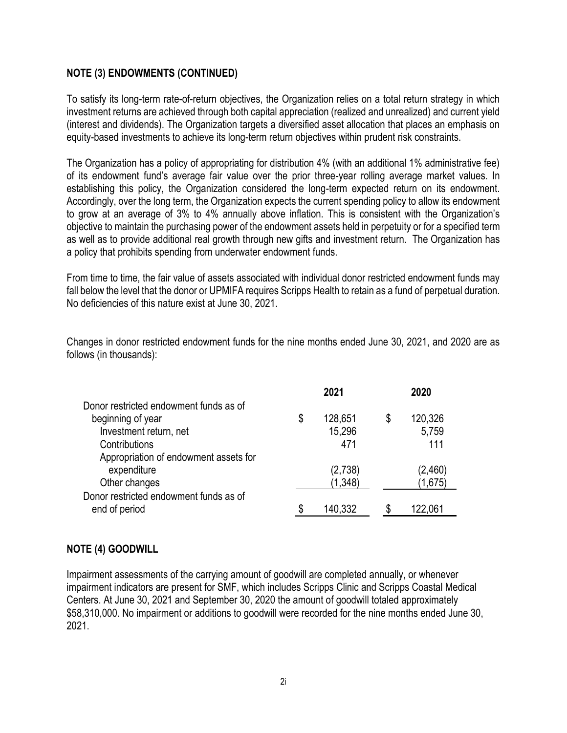## NOTE (3) ENDOWMENTS (CONTINUED)

To satisfy its long-term rate-of-return objectives, the Organization relies on a total return strategy in which investment returns are achieved through both capital appreciation (realized and unrealized) and current yield (interest and dividends). The Organization targets a diversified asset allocation that places an emphasis on equity-based investments to achieve its long-term return objectives within prudent risk constraints.

The Organization has a policy of appropriating for distribution 4% (with an additional 1% administrative fee) of its endowment fund's average fair value over the prior three-year rolling average market values. In establishing this policy, the Organization considered the long-term expected return on its endowment. Accordingly, over the long term, the Organization expects the current spending policy to allow its endowment to grow at an average of 3% to 4% annually above inflation. This is consistent with the Organization's objective to maintain the purchasing power of the endowment assets held in perpetuity or for a specified term as well as to provide additional real growth through new gifts and investment return. The Organization has a policy that prohibits spending from underwater endowment funds.

From time to time, the fair value of assets associated with individual donor restricted endowment funds may fall below the level that the donor or UPMIFA requires Scripps Health to retain as a fund of perpetual duration. No deficiencies of this nature exist at June 30, 2021.

Changes in donor restricted endowment funds for the nine months ended June 30, 2021, and 2020 are as follows (in thousands):

| | 2021 | 2020 |
|---|---|---|
| Donor restricted endowment funds as of beginning of year | $ 128,651 | $ 120,326 |
| Investment return, net | 15,296 | 5,759 |
| Contributions | 471 | 111 |
| Appropriation of endowment assets for expenditure | (2,738) | (2,460) |
| Other changes | (1,348) | (1,675) |
| Donor restricted endowment funds as of end of period | $ 140,332 | $ 122,061 |

## NOTE (4) GOODWILL

Impairment assessments of the carrying amount of goodwill are completed annually, or whenever impairment indicators are present for SMF, which includes Scripps Clinic and Scripps Coastal Medical Centers. At June 30, 2021 and September 30, 2020 the amount of goodwill totaled approximately $58,310,000. No impairment or additions to goodwill were recorded for the nine months ended June 30, 2021.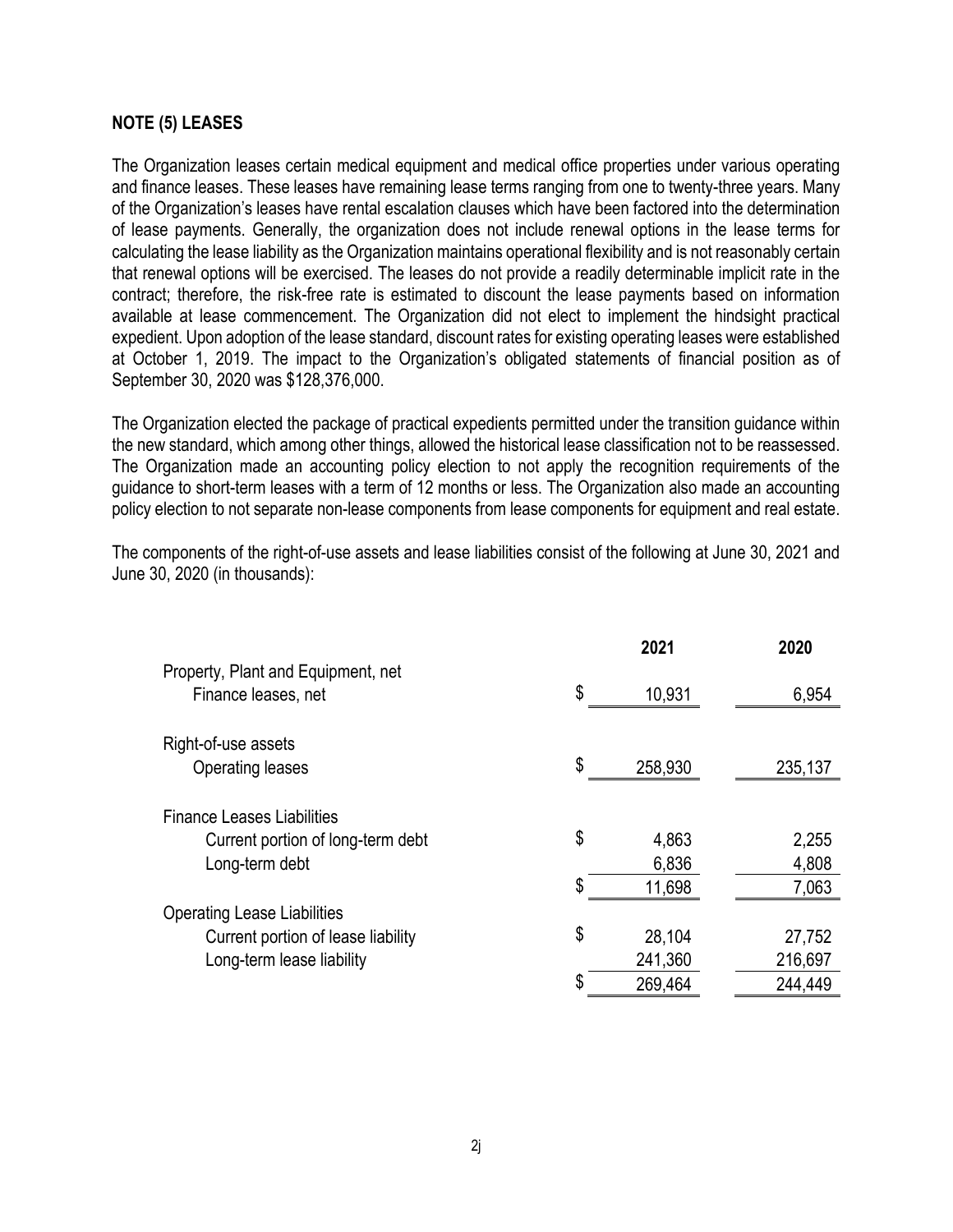## NOTE (5) LEASES

The Organization leases certain medical equipment and medical office properties under various operating and finance leases. These leases have remaining lease terms ranging from one to twenty-three years. Many of the Organization's leases have rental escalation clauses which have been factored into the determination of lease payments. Generally, the organization does not include renewal options in the lease terms for calculating the lease liability as the Organization maintains operational flexibility and is not reasonably certain that renewal options will be exercised. The leases do not provide a readily determinable implicit rate in the contract; therefore, the risk-free rate is estimated to discount the lease payments based on information available at lease commencement. The Organization did not elect to implement the hindsight practical expedient. Upon adoption of the lease standard, discount rates for existing operating leases were established at October 1, 2019. The impact to the Organization's obligated statements of financial position as of September 30, 2020 was $128,376,000.

The Organization elected the package of practical expedients permitted under the transition guidance within the new standard, which among other things, allowed the historical lease classification not to be reassessed. The Organization made an accounting policy election to not apply the recognition requirements of the guidance to short-term leases with a term of 12 months or less. The Organization also made an accounting policy election to not separate non-lease components from lease components for equipment and real estate.

The components of the right-of-use assets and lease liabilities consist of the following at June 30, 2021 and June 30, 2020 (in thousands):

| | 2021 | 2020 |
|---|---|---|
| Property, Plant and Equipment, net | | |
| Finance leases, net | $ 10,931 | 6,954 |
| Right-of-use assets | | |
| Operating leases | $ 258,930 | 235,137 |
| Finance Leases Liabilities | | |
| Current portion of long-term debt | $ 4,863 | 2,255 |
| Long-term debt | 6,836 | 4,808 |
| | $ 11,698 | 7,063 |
| Operating Lease Liabilities | | |
| Current portion of lease liability | $ 28,104 | 27,752 |
| Long-term lease liability | 241,360 | 216,697 |
| | $ 269,464 | 244,449 |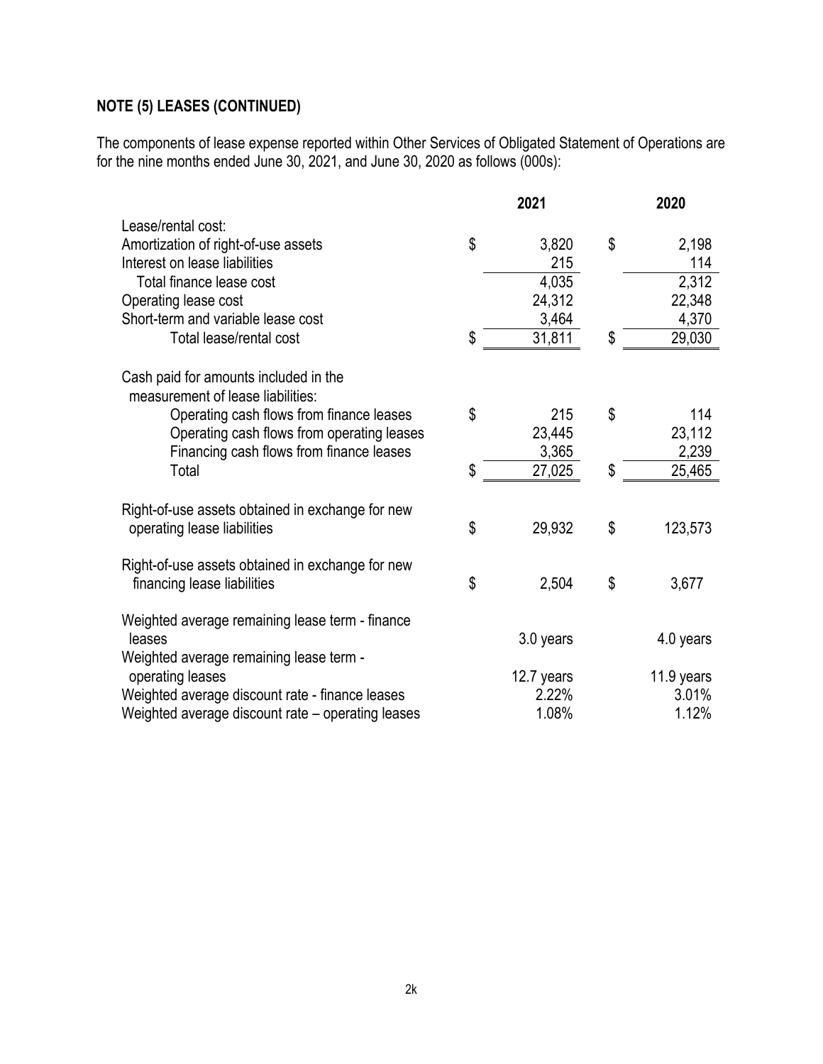## NOTE (5) LEASES (CONTINUED)

The components of lease expense reported within Other Services of Obligated Statement of Operations are for the nine months ended June 30, 2021, and June 30, 2020 as follows (000s):

| | 2021 | 2020 |
|---|---|---|
| Lease/rental cost: | | |
| Amortization of right-of-use assets | $ 3,820 | $ 2,198 |
| Interest on lease liabilities | 215 | 114 |
| Total finance lease cost | 4,035 | 2,312 |
| Operating lease cost | 24,312 | 22,348 |
| Short-term and variable lease cost | 3,464 | 4,370 |
| Total lease/rental cost | $ 31,811 | $ 29,030 |
| Cash paid for amounts included in the measurement of lease liabilities: | | |
| Operating cash flows from finance leases | $ 215 | $ 114 |
| Operating cash flows from operating leases | 23,445 | 23,112 |
| Financing cash flows from finance leases | 3,365 | 2,239 |
| Total | $ 27,025 | $ 25,465 |
| Right-of-use assets obtained in exchange for new operating lease liabilities | $ 29,932 | $ 123,573 |
| Right-of-use assets obtained in exchange for new financing lease liabilities | $ 2,504 | $ 3,677 |
| Weighted average remaining lease term - finance leases | 3.0 years | 4.0 years |
| Weighted average remaining lease term - operating leases | 12.7 years | 11.9 years |
| Weighted average discount rate - finance leases | 2.22% | 3.01% |
| Weighted average discount rate – operating leases | 1.08% | 1.12% |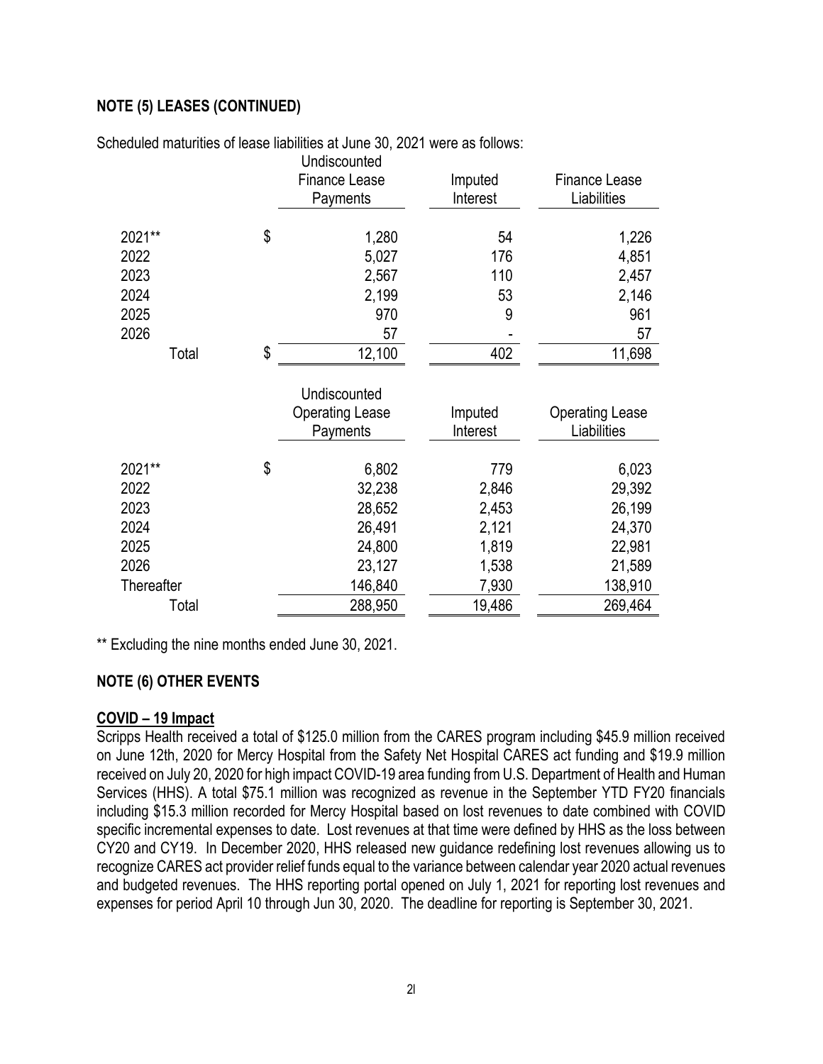## NOTE (5) LEASES (CONTINUED)

Scheduled maturities of lease liabilities at June 30, 2021 were as follows:

| | Undiscounted Finance Lease Payments | Imputed Interest | Finance Lease Liabilities |
|---|---|---|---|
| 2021** | $ 1,280 | 54 | 1,226 |
| 2022 | 5,027 | 176 | 4,851 |
| 2023 | 2,567 | 110 | 2,457 |
| 2024 | 2,199 | 53 | 2,146 |
| 2025 | 970 | 9 | 961 |
| 2026 | 57 | - | 57 |
| Total | $ 12,100 | 402 | 11,698 |

| | Undiscounted Operating Lease Payments | Imputed Interest | Operating Lease Liabilities |
|---|---|---|---|
| 2021** | $ 6,802 | 779 | 6,023 |
| 2022 | 32,238 | 2,846 | 29,392 |
| 2023 | 28,652 | 2,453 | 26,199 |
| 2024 | 26,491 | 2,121 | 24,370 |
| 2025 | 24,800 | 1,819 | 22,981 |
| 2026 | 23,127 | 1,538 | 21,589 |
| Thereafter | 146,840 | 7,930 | 138,910 |
| Total | 288,950 | 19,486 | 269,464 |

** Excluding the nine months ended June 30, 2021.

## NOTE (6) OTHER EVENTS

### COVID – 19 Impact

Scripps Health received a total of $125.0 million from the CARES program including $45.9 million received on June 12th, 2020 for Mercy Hospital from the Safety Net Hospital CARES act funding and $19.9 million received on July 20, 2020 for high impact COVID-19 area funding from U.S. Department of Health and Human Services (HHS). A total $75.1 million was recognized as revenue in the September YTD FY20 financials including $15.3 million recorded for Mercy Hospital based on lost revenues to date combined with COVID specific incremental expenses to date. Lost revenues at that time were defined by HHS as the loss between CY20 and CY19. In December 2020, HHS released new guidance redefining lost revenues allowing us to recognize CARES act provider relief funds equal to the variance between calendar year 2020 actual revenues and budgeted revenues. The HHS reporting portal opened on July 1, 2021 for reporting lost revenues and expenses for period April 10 through Jun 30, 2020. The deadline for reporting is September 30, 2021.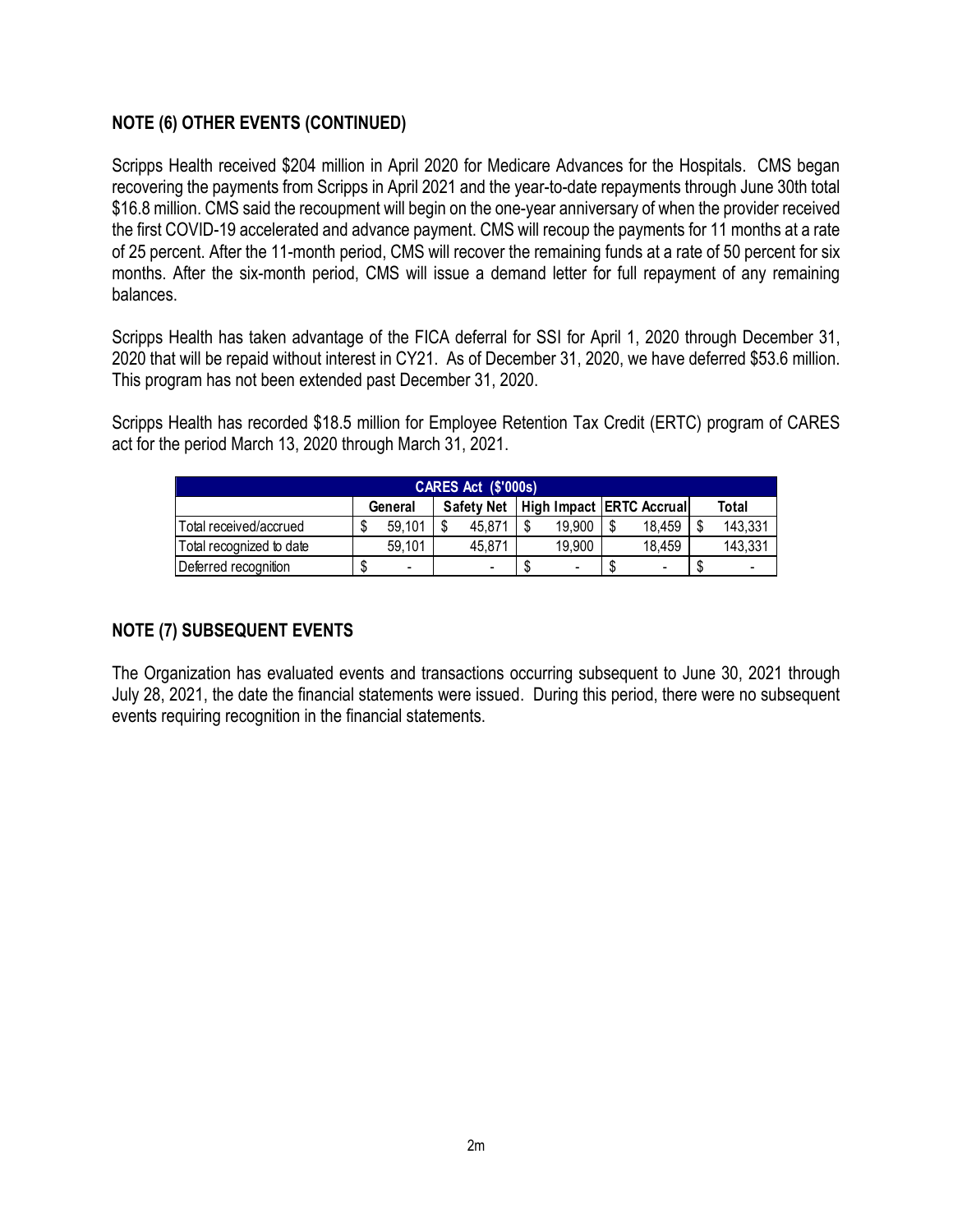## NOTE (6) OTHER EVENTS (CONTINUED)

Scripps Health received $204 million in April 2020 for Medicare Advances for the Hospitals. CMS began recovering the payments from Scripps in April 2021 and the year-to-date repayments through June 30th total $16.8 million. CMS said the recoupment will begin on the one-year anniversary of when the provider received the first COVID-19 accelerated and advance payment. CMS will recoup the payments for 11 months at a rate of 25 percent. After the 11-month period, CMS will recover the remaining funds at a rate of 50 percent for six months. After the six-month period, CMS will issue a demand letter for full repayment of any remaining balances.

Scripps Health has taken advantage of the FICA deferral for SSI for April 1, 2020 through December 31, 2020 that will be repaid without interest in CY21. As of December 31, 2020, we have deferred $53.6 million. This program has not been extended past December 31, 2020.

Scripps Health has recorded $18.5 million for Employee Retention Tax Credit (ERTC) program of CARES act for the period March 13, 2020 through March 31, 2021.

| CARES Act ($'000s) | | | | | |
|---|---|---|---|---|---|
| | General | Safety Net | High Impact | ERTC Accrual | Total |
| Total received/accrued | $ 59,101 | $ 45,871 | $ 19,900 | $ 18,459 | $ 143,331 |
| Total recognized to date | 59,101 | 45,871 | 19,900 | 18,459 | 143,331 |
| Deferred recognition | $ - | - | $ - | $ - | $ - |

## NOTE (7) SUBSEQUENT EVENTS

The Organization has evaluated events and transactions occurring subsequent to June 30, 2021 through July 28, 2021, the date the financial statements were issued. During this period, there were no subsequent events requiring recognition in the financial statements.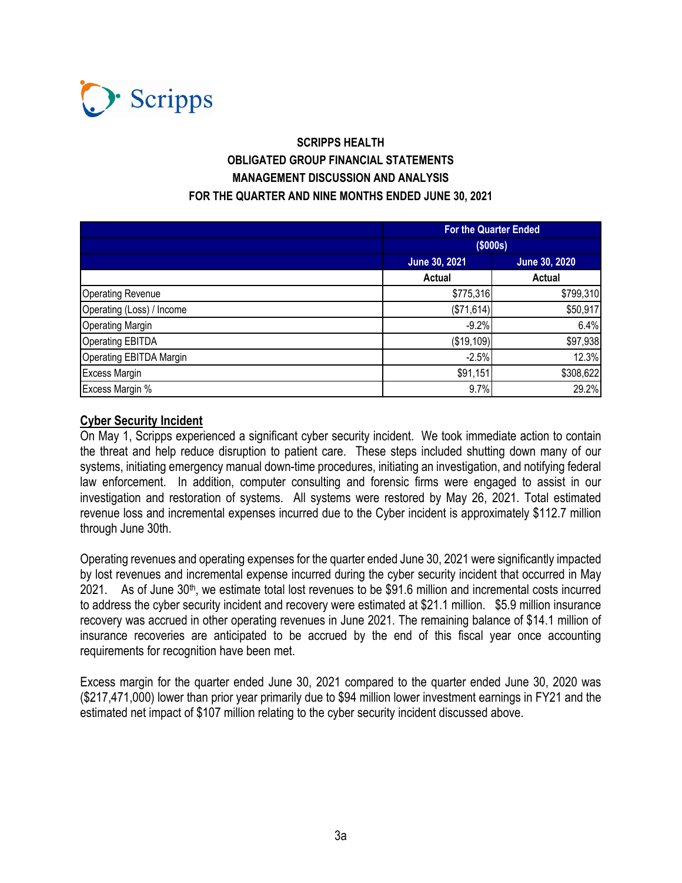Scripps

**SCRIPPS HEALTH**
**OBLIGATED GROUP FINANCIAL STATEMENTS**
**MANAGEMENT DISCUSSION AND ANALYSIS**
**FOR THE QUARTER AND NINE MONTHS ENDED JUNE 30, 2021**

| | For the Quarter Ended ($000s) | |
|---|---|---|
| | June 30, 2021 | June 30, 2020 |
| | Actual | Actual |
| Operating Revenue | $775,316 | $799,310 |
| Operating (Loss) / Income | ($71,614) | $50,917 |
| Operating Margin | -9.2% | 6.4% |
| Operating EBITDA | ($19,109) | $97,938 |
| Operating EBITDA Margin | -2.5% | 12.3% |
| Excess Margin | $91,151 | $308,622 |
| Excess Margin % | 9.7% | 29.2% |

**Cyber Security Incident**

On May 1, Scripps experienced a significant cyber security incident. We took immediate action to contain the threat and help reduce disruption to patient care. These steps included shutting down many of our systems, initiating emergency manual down-time procedures, initiating an investigation, and notifying federal law enforcement. In addition, computer consulting and forensic firms were engaged to assist in our investigation and restoration of systems. All systems were restored by May 26, 2021. Total estimated revenue loss and incremental expenses incurred due to the Cyber incident is approximately $112.7 million through June 30th.

Operating revenues and operating expenses for the quarter ended June 30, 2021 were significantly impacted by lost revenues and incremental expense incurred during the cyber security incident that occurred in May 2021. As of June 30th, we estimate total lost revenues to be $91.6 million and incremental costs incurred to address the cyber security incident and recovery were estimated at $21.1 million. $5.9 million insurance recovery was accrued in other operating revenues in June 2021. The remaining balance of $14.1 million of insurance recoveries are anticipated to be accrued by the end of this fiscal year once accounting requirements for recognition have been met.

Excess margin for the quarter ended June 30, 2021 compared to the quarter ended June 30, 2020 was ($217,471,000) lower than prior year primarily due to $94 million lower investment earnings in FY21 and the estimated net impact of $107 million relating to the cyber security incident discussed above.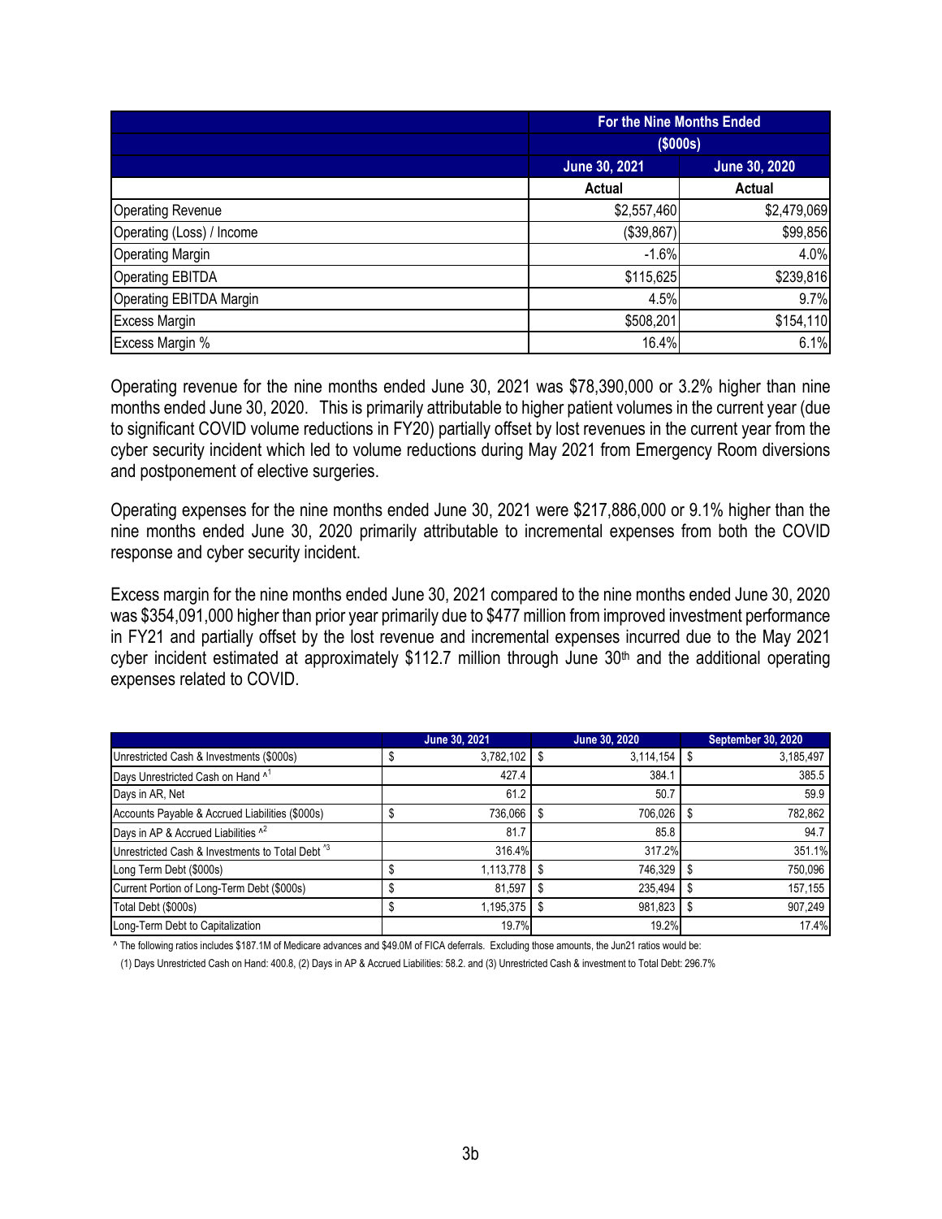| | For the Nine Months Ended | |
|---|---|---|
| | ($000s) | |
| | June 30, 2021 | June 30, 2020 |
| | Actual | Actual |
| Operating Revenue | $2,557,460 | $2,479,069 |
| Operating (Loss) / Income | ($39,867) | $99,856 |
| Operating Margin | -1.6% | 4.0% |
| Operating EBITDA | $115,625 | $239,816 |
| Operating EBITDA Margin | 4.5% | 9.7% |
| Excess Margin | $508,201 | $154,110 |
| Excess Margin % | 16.4% | 6.1% |

Operating revenue for the nine months ended June 30, 2021 was $78,390,000 or 3.2% higher than nine months ended June 30, 2020. This is primarily attributable to higher patient volumes in the current year (due to significant COVID volume reductions in FY20) partially offset by lost revenues in the current year from the cyber security incident which led to volume reductions during May 2021 from Emergency Room diversions and postponement of elective surgeries.

Operating expenses for the nine months ended June 30, 2021 were $217,886,000 or 9.1% higher than the nine months ended June 30, 2020 primarily attributable to incremental expenses from both the COVID response and cyber security incident.

Excess margin for the nine months ended June 30, 2021 compared to the nine months ended June 30, 2020 was $354,091,000 higher than prior year primarily due to $477 million from improved investment performance in FY21 and partially offset by the lost revenue and incremental expenses incurred due to the May 2021 cyber incident estimated at approximately $112.7 million through June 30th and the additional operating expenses related to COVID.

| | June 30, 2021 | June 30, 2020 | September 30, 2020 |
|---|---|---|---|
| Unrestricted Cash & Investments ($000s) | $ 3,782,102 | $ 3,114,154 | $ 3,185,497 |
| Days Unrestricted Cash on Hand ^1 | 427.4 | 384.1 | 385.5 |
| Days in AR, Net | 61.2 | 50.7 | 59.9 |
| Accounts Payable & Accrued Liabilities ($000s) | $ 736,066 | $ 706,026 | $ 782,862 |
| Days in AP & Accrued Liabilities ^2 | 81.7 | 85.8 | 94.7 |
| Unrestricted Cash & Investments to Total Debt ^3 | 316.4% | 317.2% | 351.1% |
| Long Term Debt ($000s) | $ 1,113,778 | $ 746,329 | $ 750,096 |
| Current Portion of Long-Term Debt ($000s) | $ 81,597 | $ 235,494 | $ 157,155 |
| Total Debt ($000s) | $ 1,195,375 | $ 981,823 | $ 907,249 |
| Long-Term Debt to Capitalization | 19.7% | 19.2% | 17.4% |

^ The following ratios includes $187.1M of Medicare advances and $49.0M of FICA deferrals. Excluding those amounts, the Jun21 ratios would be:

(1) Days Unrestricted Cash on Hand: 400.8, (2) Days in AP & Accrued Liabilities: 58.2. and (3) Unrestricted Cash & investment to Total Debt: 296.7%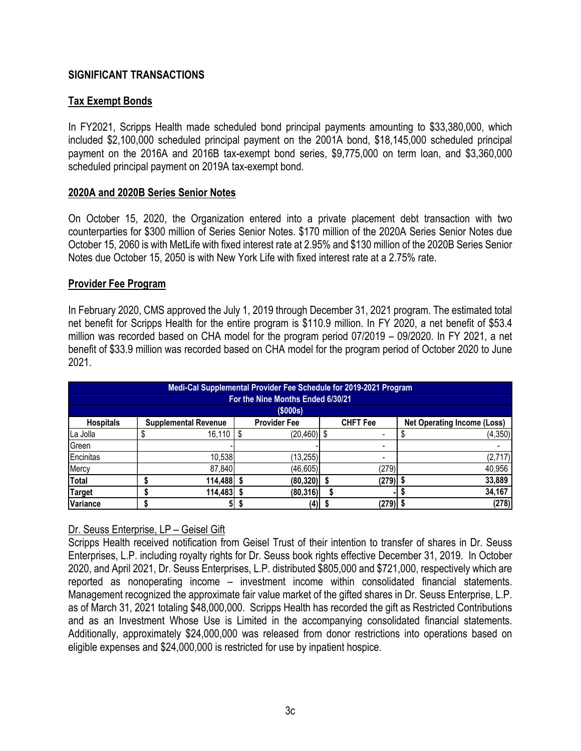## SIGNIFICANT TRANSACTIONS

### Tax Exempt Bonds

In FY2021, Scripps Health made scheduled bond principal payments amounting to $33,380,000, which included $2,100,000 scheduled principal payment on the 2001A bond, $18,145,000 scheduled principal payment on the 2016A and 2016B tax-exempt bond series, $9,775,000 on term loan, and $3,360,000 scheduled principal payment on 2019A tax-exempt bond.

### 2020A and 2020B Series Senior Notes

On October 15, 2020, the Organization entered into a private placement debt transaction with two counterparties for $300 million of Series Senior Notes. $170 million of the 2020A Series Senior Notes due October 15, 2060 is with MetLife with fixed interest rate at 2.95% and $130 million of the 2020B Series Senior Notes due October 15, 2050 is with New York Life with fixed interest rate at a 2.75% rate.

### Provider Fee Program

In February 2020, CMS approved the July 1, 2019 through December 31, 2021 program. The estimated total net benefit for Scripps Health for the entire program is $110.9 million. In FY 2020, a net benefit of $53.4 million was recorded based on CHA model for the program period 07/2019 – 09/2020. In FY 2021, a net benefit of $33.9 million was recorded based on CHA model for the program period of October 2020 to June 2021.

| Medi-Cal Supplemental Provider Fee Schedule for 2019-2021 Program<br>For the Nine Months Ended 6/30/21<br>($000s) | | | | |
|---|---|---|---|---|
| **Hospitals** | **Supplemental Revenue** | **Provider Fee** | **CHFT Fee** | **Net Operating Income (Loss)** |
| La Jolla | $ 16,110 | $ (20,460) | $ - | $ (4,350) |
| Green | - | - | - | - |
| Encinitas | 10,538 | (13,255) | - | (2,717) |
| Mercy | 87,840 | (46,605) | (279) | 40,956 |
| **Total** | **$ 114,488** | **$ (80,320)** | **$ (279)** | **$ 33,889** |
| **Target** | **$ 114,483** | **$ (80,316)** | **$ -** | **$ 34,167** |
| **Variance** | **$ 5** | **$ (4)** | **$ (279)** | **$ (278)** |

Dr. Seuss Enterprise, LP – Geisel Gift

Scripps Health received notification from Geisel Trust of their intention to transfer of shares in Dr. Seuss Enterprises, L.P. including royalty rights for Dr. Seuss book rights effective December 31, 2019. In October 2020, and April 2021, Dr. Seuss Enterprises, L.P. distributed $805,000 and $721,000, respectively which are reported as nonoperating income – investment income within consolidated financial statements. Management recognized the approximate fair value market of the gifted shares in Dr. Seuss Enterprise, L.P. as of March 31, 2021 totaling $48,000,000. Scripps Health has recorded the gift as Restricted Contributions and as an Investment Whose Use is Limited in the accompanying consolidated financial statements. Additionally, approximately $24,000,000 was released from donor restrictions into operations based on eligible expenses and $24,000,000 is restricted for use by inpatient hospice.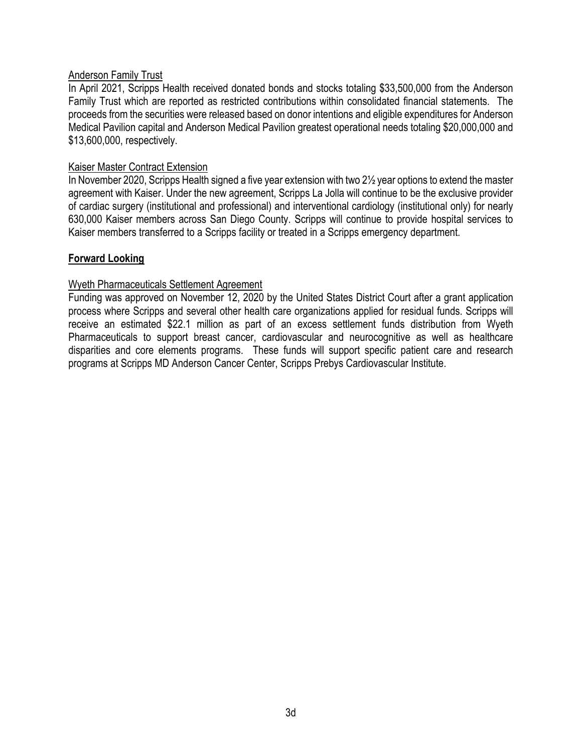Anderson Family Trust

In April 2021, Scripps Health received donated bonds and stocks totaling $33,500,000 from the Anderson Family Trust which are reported as restricted contributions within consolidated financial statements. The proceeds from the securities were released based on donor intentions and eligible expenditures for Anderson Medical Pavilion capital and Anderson Medical Pavilion greatest operational needs totaling $20,000,000 and $13,600,000, respectively.

Kaiser Master Contract Extension

In November 2020, Scripps Health signed a five year extension with two 2½ year options to extend the master agreement with Kaiser. Under the new agreement, Scripps La Jolla will continue to be the exclusive provider of cardiac surgery (institutional and professional) and interventional cardiology (institutional only) for nearly 630,000 Kaiser members across San Diego County. Scripps will continue to provide hospital services to Kaiser members transferred to a Scripps facility or treated in a Scripps emergency department.

**Forward Looking**

Wyeth Pharmaceuticals Settlement Agreement

Funding was approved on November 12, 2020 by the United States District Court after a grant application process where Scripps and several other health care organizations applied for residual funds. Scripps will receive an estimated $22.1 million as part of an excess settlement funds distribution from Wyeth Pharmaceuticals to support breast cancer, cardiovascular and neurocognitive as well as healthcare disparities and core elements programs. These funds will support specific patient care and research programs at Scripps MD Anderson Cancer Center, Scripps Prebys Cardiovascular Institute.